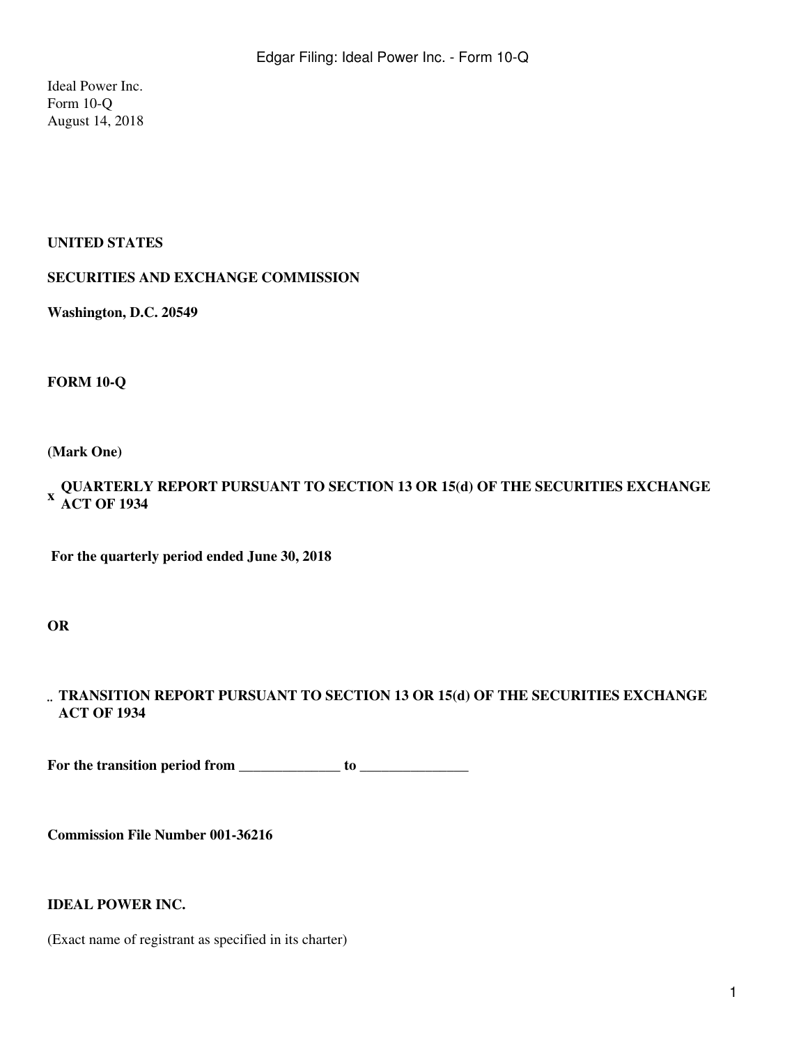Ideal Power Inc.
Form 10-Q
August 14, 2018

**UNITED STATES**

**SECURITIES AND EXCHANGE COMMISSION**

**Washington, D.C. 20549**

**FORM 10-Q**

**(Mark One)**

x **QUARTERLY REPORT PURSUANT TO SECTION 13 OR 15(d) OF THE SECURITIES EXCHANGE ACT OF 1934**

**For the quarterly period ended June 30, 2018**

**OR**

¨ **TRANSITION REPORT PURSUANT TO SECTION 13 OR 15(d) OF THE SECURITIES EXCHANGE ACT OF 1934**

**For the transition period from ______________ to _______________**

**Commission File Number 001-36216**

**IDEAL POWER INC.**

(Exact name of registrant as specified in its charter)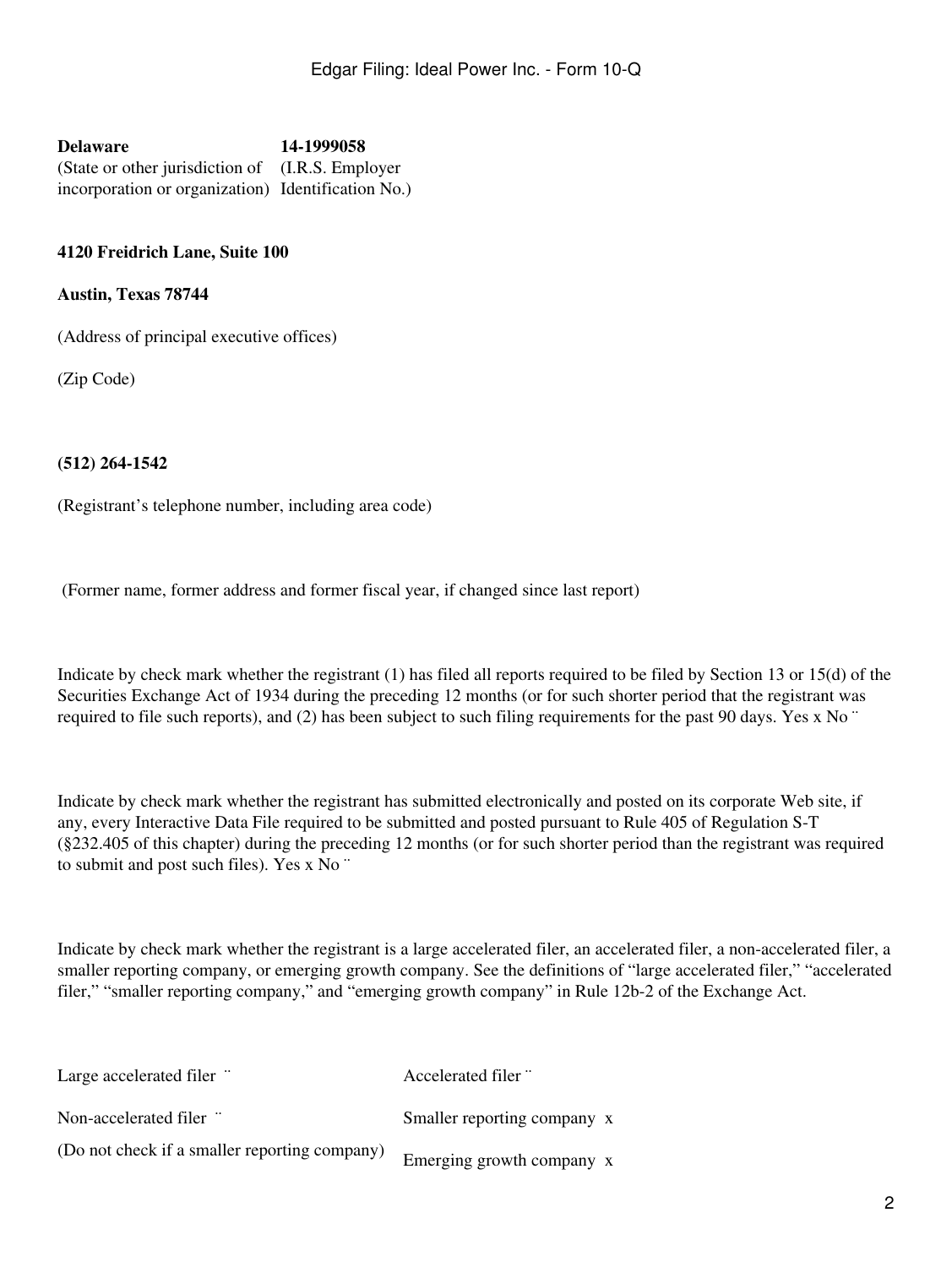| **Delaware** | **14-1999058** |
| --- | --- |
| (State or other jurisdiction of incorporation or organization) | (I.R.S. Employer Identification No.) |

**4120 Freidrich Lane, Suite 100**

**Austin, Texas 78744**

(Address of principal executive offices)

(Zip Code)

**(512) 264-1542**

(Registrant's telephone number, including area code)

(Former name, former address and former fiscal year, if changed since last report)

Indicate by check mark whether the registrant (1) has filed all reports required to be filed by Section 13 or 15(d) of the Securities Exchange Act of 1934 during the preceding 12 months (or for such shorter period that the registrant was required to file such reports), and (2) has been subject to such filing requirements for the past 90 days. Yes x No ¨

Indicate by check mark whether the registrant has submitted electronically and posted on its corporate Web site, if any, every Interactive Data File required to be submitted and posted pursuant to Rule 405 of Regulation S-T (§232.405 of this chapter) during the preceding 12 months (or for such shorter period than the registrant was required to submit and post such files). Yes x No ¨

Indicate by check mark whether the registrant is a large accelerated filer, an accelerated filer, a non-accelerated filer, a smaller reporting company, or emerging growth company. See the definitions of "large accelerated filer," "accelerated filer," "smaller reporting company," and "emerging growth company" in Rule 12b-2 of the Exchange Act.

| | |
| --- | --- |
| Large accelerated filer ¨ | Accelerated filer ¨ |
| Non-accelerated filer ¨ | Smaller reporting company x |
| (Do not check if a smaller reporting company) | Emerging growth company x |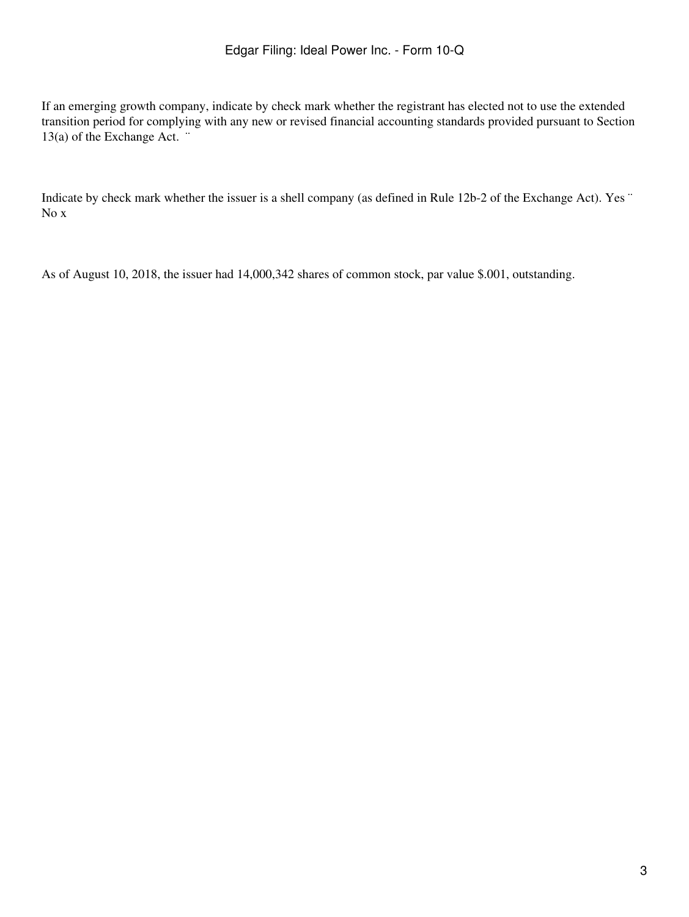If an emerging growth company, indicate by check mark whether the registrant has elected not to use the extended transition period for complying with any new or revised financial accounting standards provided pursuant to Section 13(a) of the Exchange Act. ¨

Indicate by check mark whether the issuer is a shell company (as defined in Rule 12b-2 of the Exchange Act). Yes ¨ No x

As of August 10, 2018, the issuer had 14,000,342 shares of common stock, par value $.001, outstanding.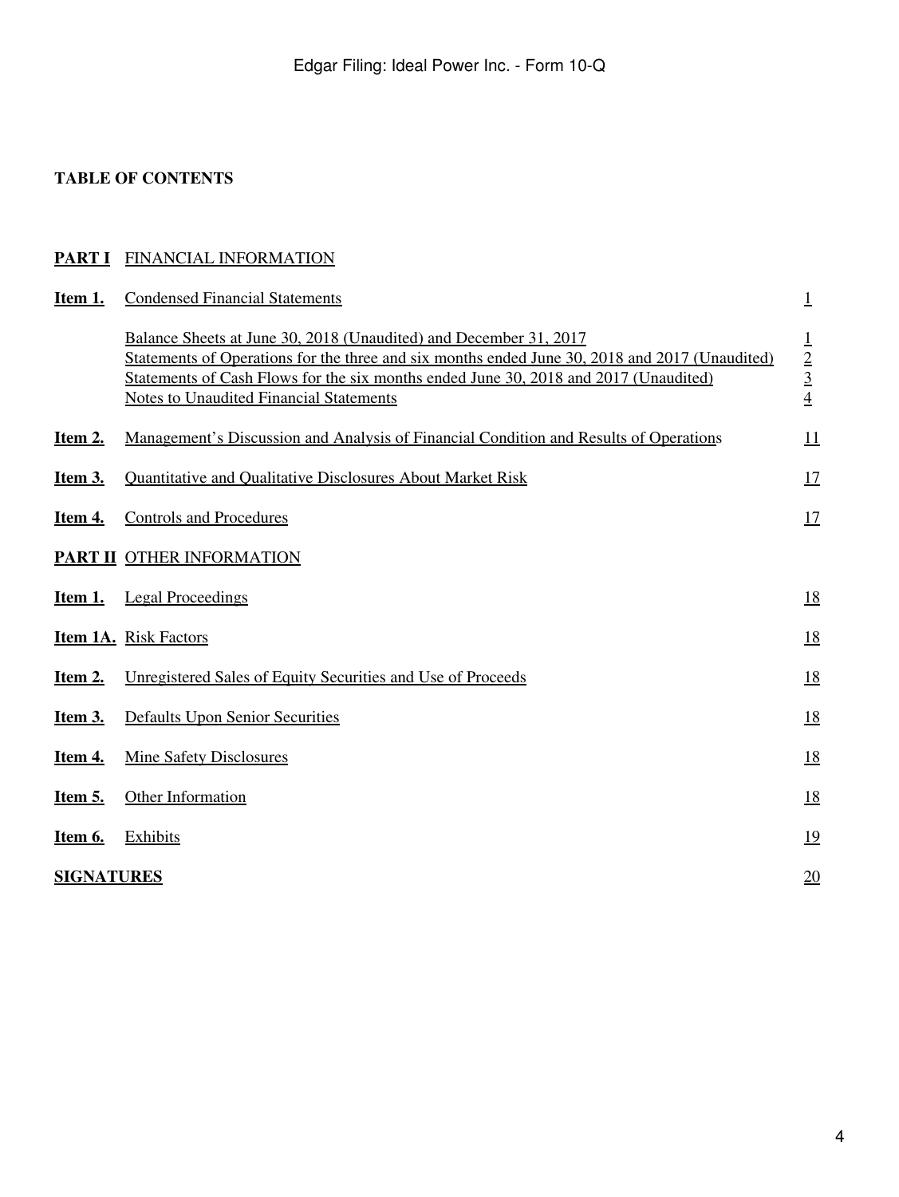**TABLE OF CONTENTS**

| | | |
|---|---|---|
| **PART I** | FINANCIAL INFORMATION | |
| **Item 1.** | Condensed Financial Statements | 1 |
| | Balance Sheets at June 30, 2018 (Unaudited) and December 31, 2017 | 1 |
| | Statements of Operations for the three and six months ended June 30, 2018 and 2017 (Unaudited) | 2 |
| | Statements of Cash Flows for the six months ended June 30, 2018 and 2017 (Unaudited) | 3 |
| | Notes to Unaudited Financial Statements | 4 |
| **Item 2.** | Management's Discussion and Analysis of Financial Condition and Results of Operations | 11 |
| **Item 3.** | Quantitative and Qualitative Disclosures About Market Risk | 17 |
| **Item 4.** | Controls and Procedures | 17 |
| **PART II** | OTHER INFORMATION | |
| **Item 1.** | Legal Proceedings | 18 |
| **Item 1A.** | Risk Factors | 18 |
| **Item 2.** | Unregistered Sales of Equity Securities and Use of Proceeds | 18 |
| **Item 3.** | Defaults Upon Senior Securities | 18 |
| **Item 4.** | Mine Safety Disclosures | 18 |
| **Item 5.** | Other Information | 18 |
| **Item 6.** | Exhibits | 19 |
| **SIGNATURES** | | 20 |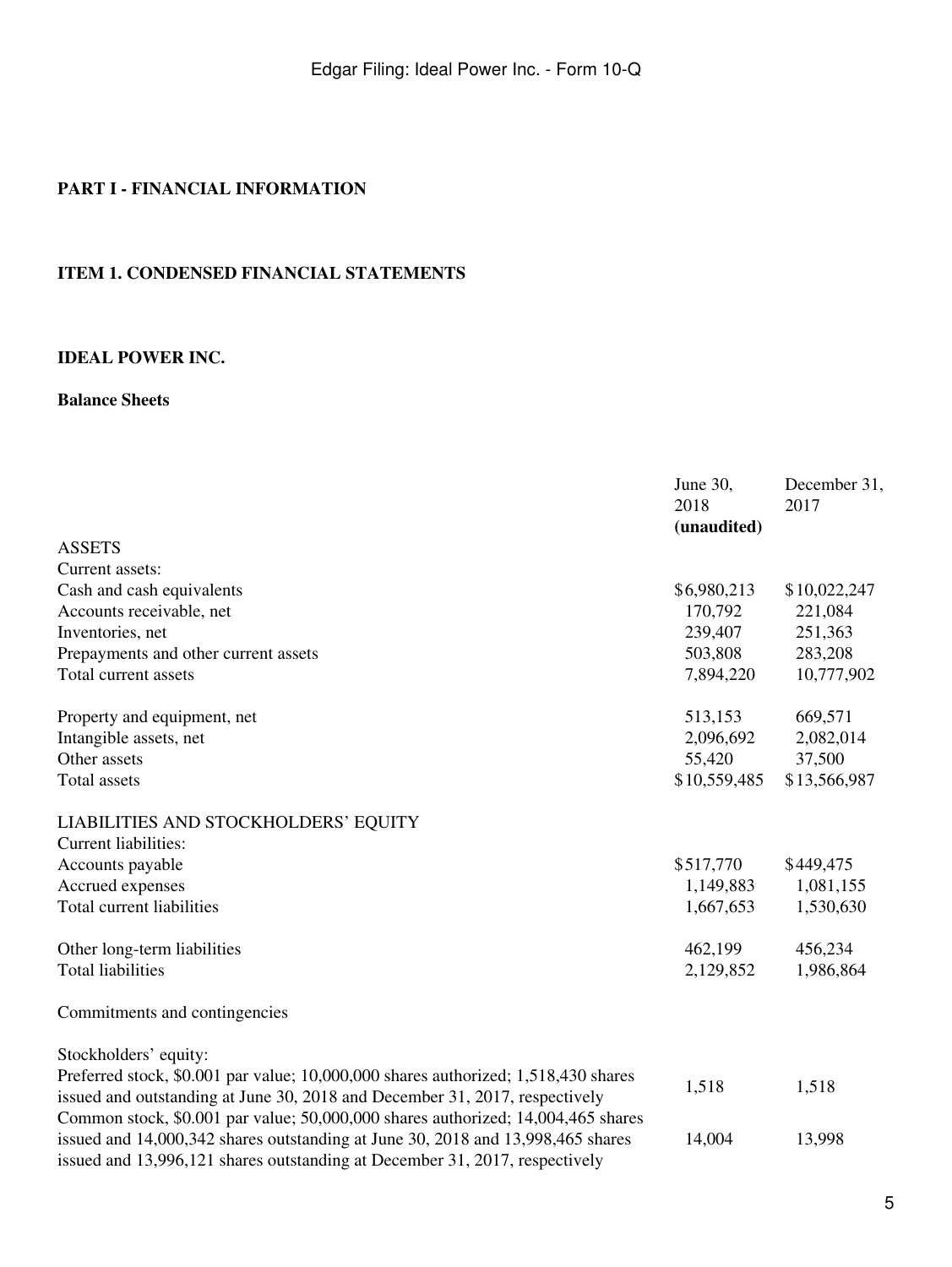## PART I - FINANCIAL INFORMATION

## ITEM 1. CONDENSED FINANCIAL STATEMENTS

### IDEAL POWER INC.

**Balance Sheets**

| | June 30, 2018 **(unaudited)** | December 31, 2017 |
|---|---|---|
| ASSETS | | |
| Current assets: | | |
| Cash and cash equivalents | $6,980,213 | $10,022,247 |
| Accounts receivable, net | 170,792 | 221,084 |
| Inventories, net | 239,407 | 251,363 |
| Prepayments and other current assets | 503,808 | 283,208 |
| Total current assets | 7,894,220 | 10,777,902 |
| | | |
| Property and equipment, net | 513,153 | 669,571 |
| Intangible assets, net | 2,096,692 | 2,082,014 |
| Other assets | 55,420 | 37,500 |
| Total assets | $10,559,485 | $13,566,987 |
| | | |
| LIABILITIES AND STOCKHOLDERS' EQUITY | | |
| Current liabilities: | | |
| Accounts payable | $517,770 | $449,475 |
| Accrued expenses | 1,149,883 | 1,081,155 |
| Total current liabilities | 1,667,653 | 1,530,630 |
| | | |
| Other long-term liabilities | 462,199 | 456,234 |
| Total liabilities | 2,129,852 | 1,986,864 |
| | | |
| Commitments and contingencies | | |
| | | |
| Stockholders' equity: | | |
| Preferred stock, $0.001 par value; 10,000,000 shares authorized; 1,518,430 shares issued and outstanding at June 30, 2018 and December 31, 2017, respectively | 1,518 | 1,518 |
| Common stock, $0.001 par value; 50,000,000 shares authorized; 14,004,465 shares issued and 14,000,342 shares outstanding at June 30, 2018 and 13,998,465 shares issued and 13,996,121 shares outstanding at December 31, 2017, respectively | 14,004 | 13,998 |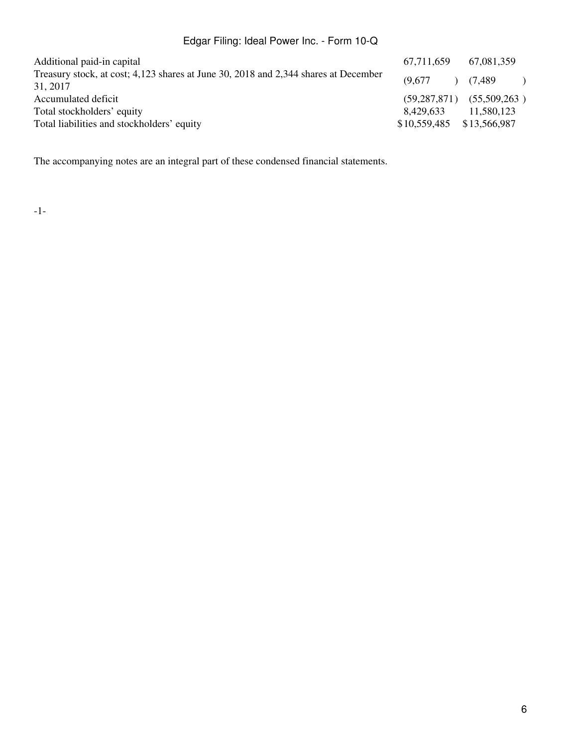| | | |
|---|---|---|
| Additional paid-in capital | 67,711,659 | 67,081,359 |
| Treasury stock, at cost; 4,123 shares at June 30, 2018 and 2,344 shares at December 31, 2017 | (9,677 ) | (7,489 ) |
| Accumulated deficit | (59,287,871 ) | (55,509,263 ) |
| Total stockholders' equity | 8,429,633 | 11,580,123 |
| Total liabilities and stockholders' equity | $10,559,485 | $13,566,987 |

The accompanying notes are an integral part of these condensed financial statements.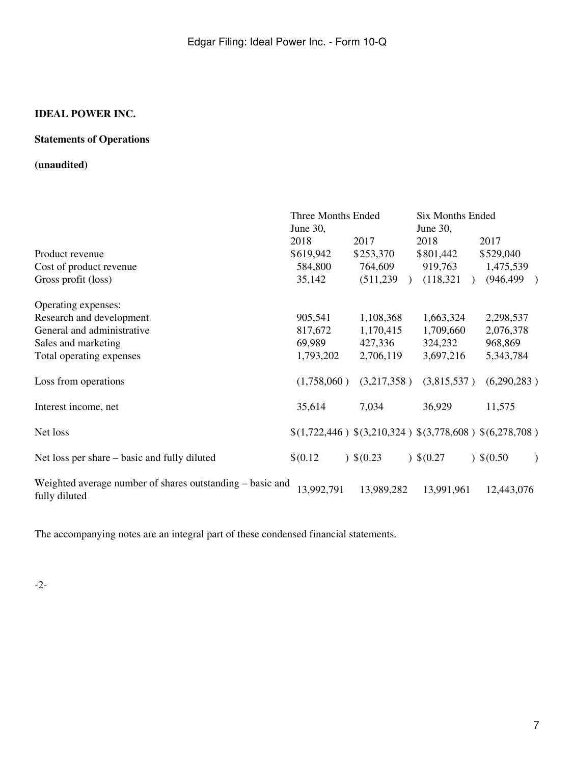**IDEAL POWER INC.**

**Statements of Operations**

**(unaudited)**

| | Three Months Ended June 30, | | Six Months Ended June 30, | |
|---|---|---|---|---|
| | 2018 | 2017 | 2018 | 2017 |
| Product revenue | $619,942 | $253,370 | $801,442 | $529,040 |
| Cost of product revenue | 584,800 | 764,609 | 919,763 | 1,475,539 |
| Gross profit (loss) | 35,142 | (511,239) | (118,321) | (946,499) |
| | | | | |
| Operating expenses: | | | | |
| Research and development | 905,541 | 1,108,368 | 1,663,324 | 2,298,537 |
| General and administrative | 817,672 | 1,170,415 | 1,709,660 | 2,076,378 |
| Sales and marketing | 69,989 | 427,336 | 324,232 | 968,869 |
| Total operating expenses | 1,793,202 | 2,706,119 | 3,697,216 | 5,343,784 |
| | | | | |
| Loss from operations | (1,758,060) | (3,217,358) | (3,815,537) | (6,290,283) |
| | | | | |
| Interest income, net | 35,614 | 7,034 | 36,929 | 11,575 |
| | | | | |
| Net loss | $(1,722,446) | $(3,210,324) | $(3,778,608) | $(6,278,708) |
| | | | | |
| Net loss per share – basic and fully diluted | $(0.12) | $(0.23) | $(0.27) | $(0.50) |
| | | | | |
| Weighted average number of shares outstanding – basic and fully diluted | 13,992,791 | 13,989,282 | 13,991,961 | 12,443,076 |

The accompanying notes are an integral part of these condensed financial statements.

-2-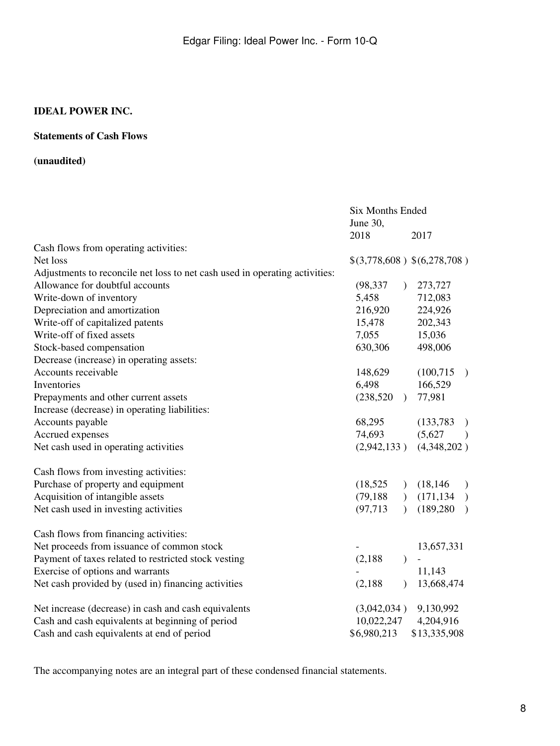**IDEAL POWER INC.**

**Statements of Cash Flows**

**(unaudited)**

| | Six Months Ended June 30, | |
|---|---|---|
| | 2018 | 2017 |
| Cash flows from operating activities: | | |
| Net loss | $(3,778,608) | $(6,278,708) |
| Adjustments to reconcile net loss to net cash used in operating activities: | | |
| Allowance for doubtful accounts | (98,337) | 273,727 |
| Write-down of inventory | 5,458 | 712,083 |
| Depreciation and amortization | 216,920 | 224,926 |
| Write-off of capitalized patents | 15,478 | 202,343 |
| Write-off of fixed assets | 7,055 | 15,036 |
| Stock-based compensation | 630,306 | 498,006 |
| Decrease (increase) in operating assets: | | |
| Accounts receivable | 148,629 | (100,715) |
| Inventories | 6,498 | 166,529 |
| Prepayments and other current assets | (238,520) | 77,981 |
| Increase (decrease) in operating liabilities: | | |
| Accounts payable | 68,295 | (133,783) |
| Accrued expenses | 74,693 | (5,627) |
| Net cash used in operating activities | (2,942,133) | (4,348,202) |
| | | |
| Cash flows from investing activities: | | |
| Purchase of property and equipment | (18,525) | (18,146) |
| Acquisition of intangible assets | (79,188) | (171,134) |
| Net cash used in investing activities | (97,713) | (189,280) |
| | | |
| Cash flows from financing activities: | | |
| Net proceeds from issuance of common stock | - | 13,657,331 |
| Payment of taxes related to restricted stock vesting | (2,188) | - |
| Exercise of options and warrants | - | 11,143 |
| Net cash provided by (used in) financing activities | (2,188) | 13,668,474 |
| | | |
| Net increase (decrease) in cash and cash equivalents | (3,042,034) | 9,130,992 |
| Cash and cash equivalents at beginning of period | 10,022,247 | 4,204,916 |
| Cash and cash equivalents at end of period | $6,980,213 | $13,335,908 |

The accompanying notes are an integral part of these condensed financial statements.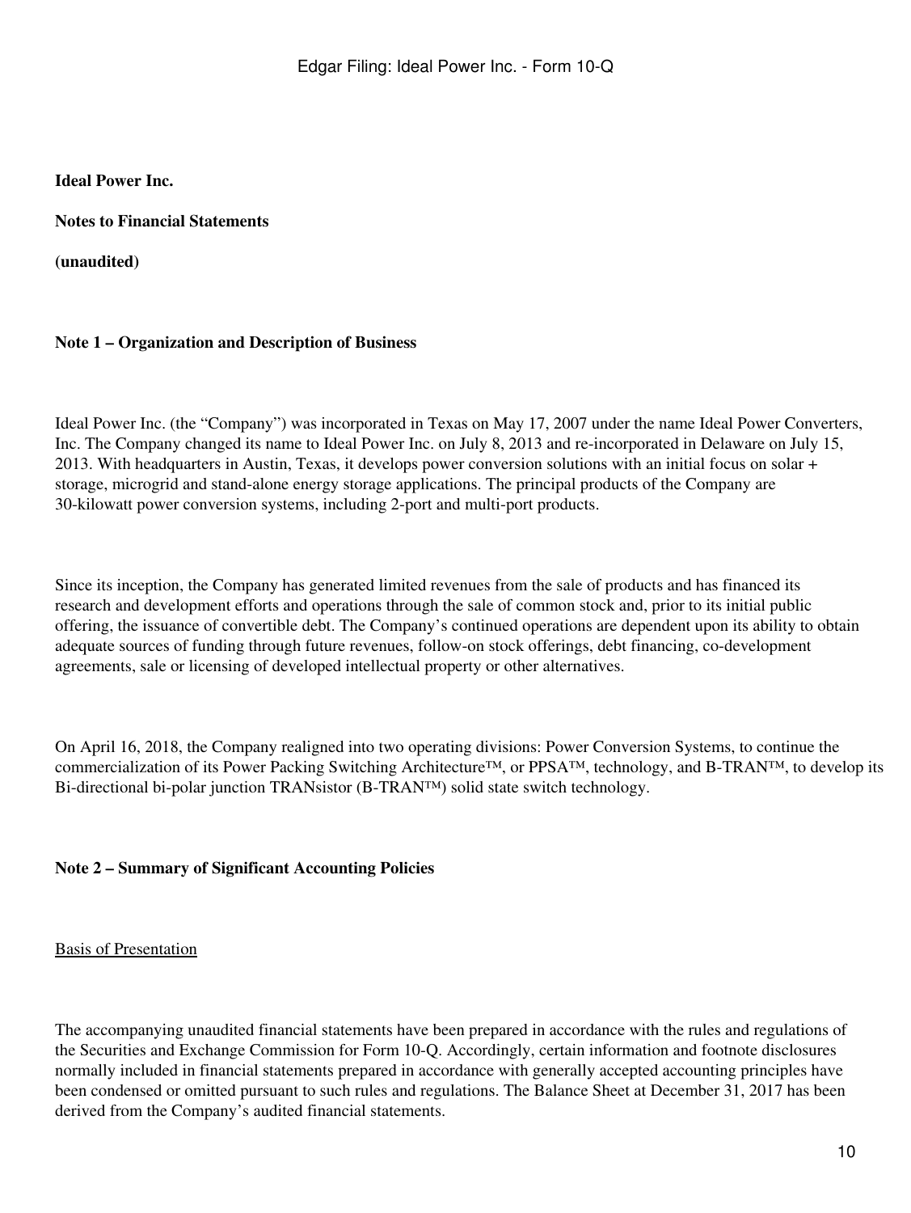**Ideal Power Inc.**

**Notes to Financial Statements**

**(unaudited)**

**Note 1 – Organization and Description of Business**

Ideal Power Inc. (the "Company") was incorporated in Texas on May 17, 2007 under the name Ideal Power Converters, Inc. The Company changed its name to Ideal Power Inc. on July 8, 2013 and re-incorporated in Delaware on July 15, 2013. With headquarters in Austin, Texas, it develops power conversion solutions with an initial focus on solar + storage, microgrid and stand-alone energy storage applications. The principal products of the Company are 30-kilowatt power conversion systems, including 2-port and multi-port products.

Since its inception, the Company has generated limited revenues from the sale of products and has financed its research and development efforts and operations through the sale of common stock and, prior to its initial public offering, the issuance of convertible debt. The Company's continued operations are dependent upon its ability to obtain adequate sources of funding through future revenues, follow-on stock offerings, debt financing, co-development agreements, sale or licensing of developed intellectual property or other alternatives.

On April 16, 2018, the Company realigned into two operating divisions: Power Conversion Systems, to continue the commercialization of its Power Packing Switching Architecture™, or PPSA™, technology, and B-TRAN™, to develop its Bi-directional bi-polar junction TRANsistor (B-TRAN™) solid state switch technology.

**Note 2 – Summary of Significant Accounting Policies**

Basis of Presentation

The accompanying unaudited financial statements have been prepared in accordance with the rules and regulations of the Securities and Exchange Commission for Form 10-Q. Accordingly, certain information and footnote disclosures normally included in financial statements prepared in accordance with generally accepted accounting principles have been condensed or omitted pursuant to such rules and regulations. The Balance Sheet at December 31, 2017 has been derived from the Company's audited financial statements.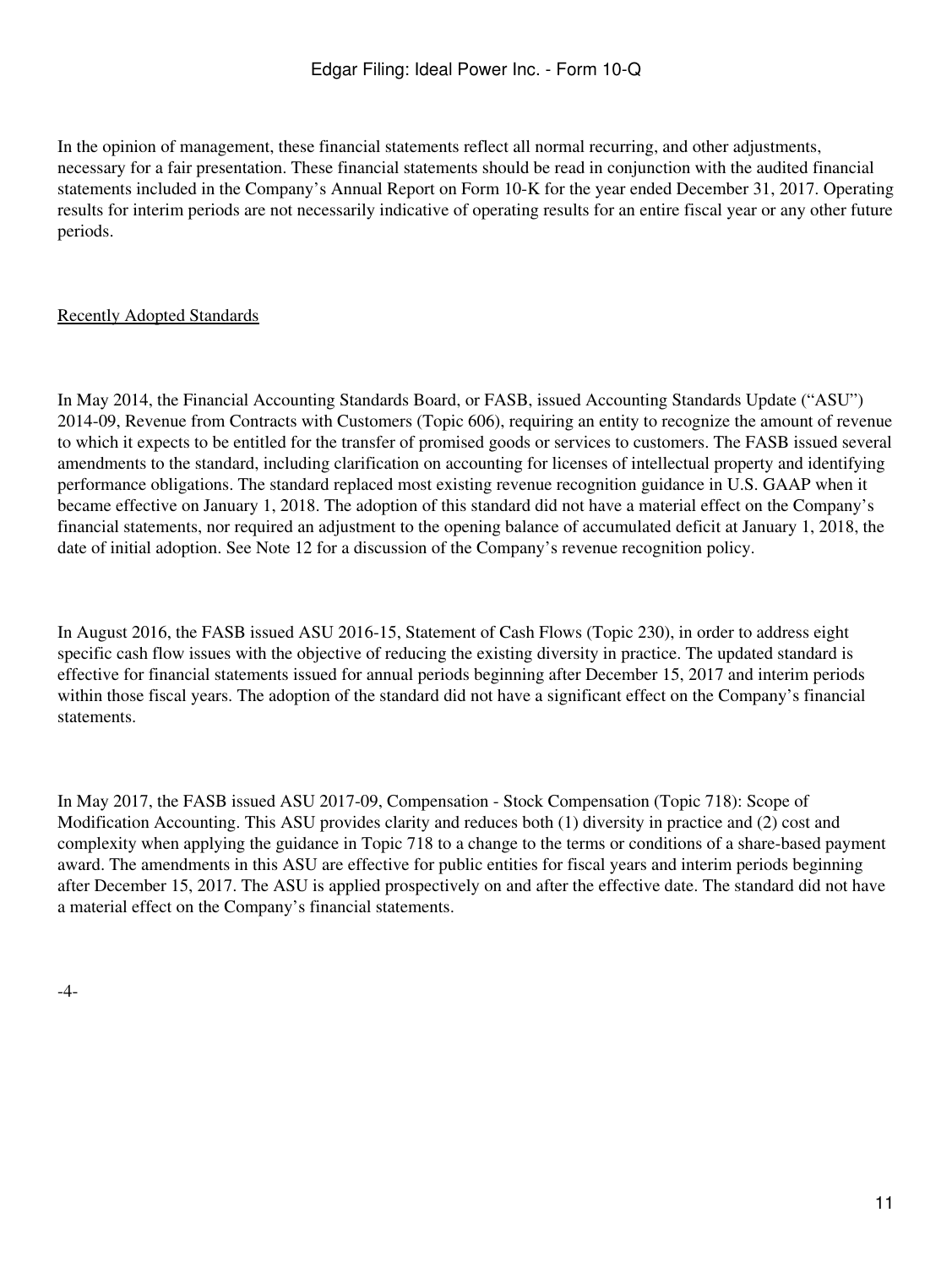In the opinion of management, these financial statements reflect all normal recurring, and other adjustments, necessary for a fair presentation. These financial statements should be read in conjunction with the audited financial statements included in the Company's Annual Report on Form 10-K for the year ended December 31, 2017. Operating results for interim periods are not necessarily indicative of operating results for an entire fiscal year or any other future periods.

Recently Adopted Standards

In May 2014, the Financial Accounting Standards Board, or FASB, issued Accounting Standards Update ("ASU") 2014-09, Revenue from Contracts with Customers (Topic 606), requiring an entity to recognize the amount of revenue to which it expects to be entitled for the transfer of promised goods or services to customers. The FASB issued several amendments to the standard, including clarification on accounting for licenses of intellectual property and identifying performance obligations. The standard replaced most existing revenue recognition guidance in U.S. GAAP when it became effective on January 1, 2018. The adoption of this standard did not have a material effect on the Company's financial statements, nor required an adjustment to the opening balance of accumulated deficit at January 1, 2018, the date of initial adoption. See Note 12 for a discussion of the Company's revenue recognition policy.

In August 2016, the FASB issued ASU 2016-15, Statement of Cash Flows (Topic 230), in order to address eight specific cash flow issues with the objective of reducing the existing diversity in practice. The updated standard is effective for financial statements issued for annual periods beginning after December 15, 2017 and interim periods within those fiscal years. The adoption of the standard did not have a significant effect on the Company's financial statements.

In May 2017, the FASB issued ASU 2017-09, Compensation - Stock Compensation (Topic 718): Scope of Modification Accounting. This ASU provides clarity and reduces both (1) diversity in practice and (2) cost and complexity when applying the guidance in Topic 718 to a change to the terms or conditions of a share-based payment award. The amendments in this ASU are effective for public entities for fiscal years and interim periods beginning after December 15, 2017. The ASU is applied prospectively on and after the effective date. The standard did not have a material effect on the Company's financial statements.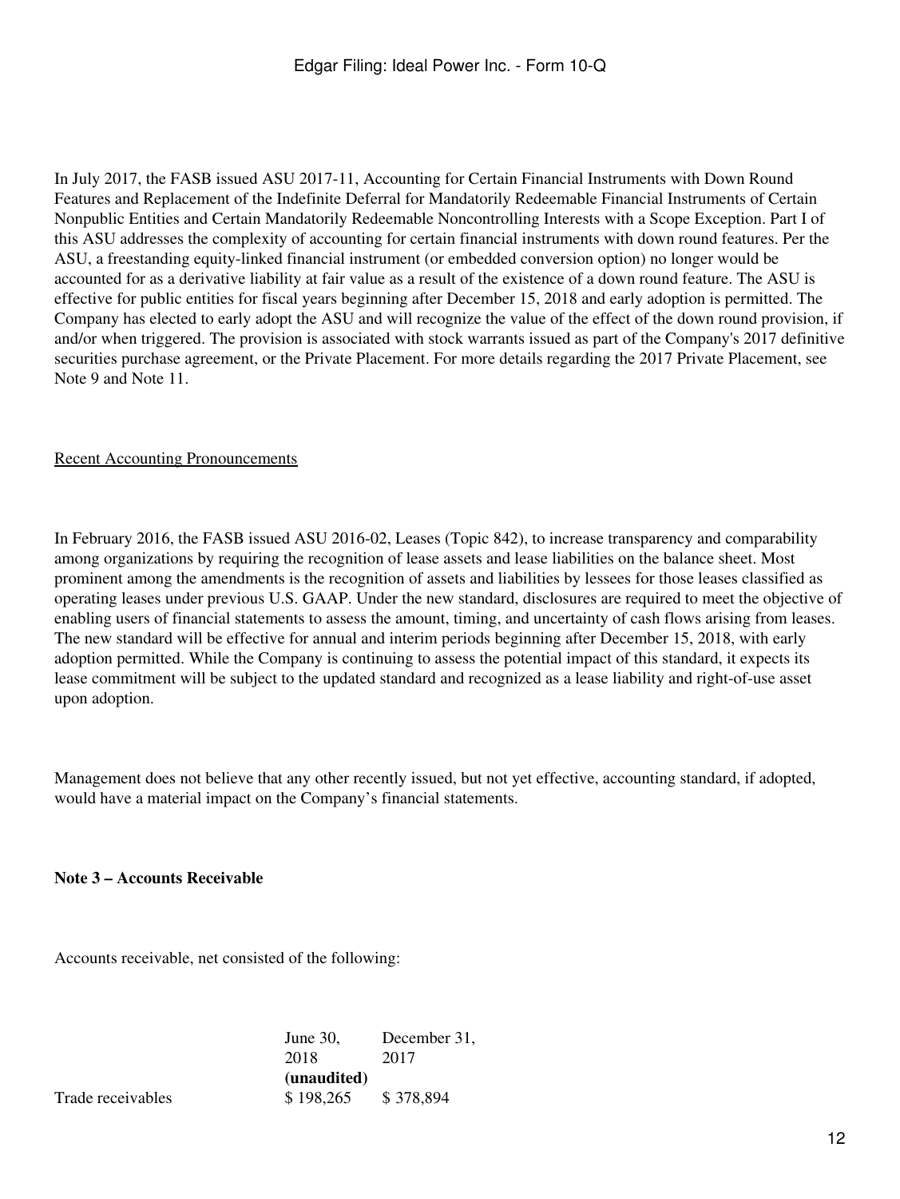In July 2017, the FASB issued ASU 2017-11, Accounting for Certain Financial Instruments with Down Round Features and Replacement of the Indefinite Deferral for Mandatorily Redeemable Financial Instruments of Certain Nonpublic Entities and Certain Mandatorily Redeemable Noncontrolling Interests with a Scope Exception. Part I of this ASU addresses the complexity of accounting for certain financial instruments with down round features. Per the ASU, a freestanding equity-linked financial instrument (or embedded conversion option) no longer would be accounted for as a derivative liability at fair value as a result of the existence of a down round feature. The ASU is effective for public entities for fiscal years beginning after December 15, 2018 and early adoption is permitted. The Company has elected to early adopt the ASU and will recognize the value of the effect of the down round provision, if and/or when triggered. The provision is associated with stock warrants issued as part of the Company's 2017 definitive securities purchase agreement, or the Private Placement. For more details regarding the 2017 Private Placement, see Note 9 and Note 11.

Recent Accounting Pronouncements

In February 2016, the FASB issued ASU 2016-02, Leases (Topic 842), to increase transparency and comparability among organizations by requiring the recognition of lease assets and lease liabilities on the balance sheet. Most prominent among the amendments is the recognition of assets and liabilities by lessees for those leases classified as operating leases under previous U.S. GAAP. Under the new standard, disclosures are required to meet the objective of enabling users of financial statements to assess the amount, timing, and uncertainty of cash flows arising from leases. The new standard will be effective for annual and interim periods beginning after December 15, 2018, with early adoption permitted. While the Company is continuing to assess the potential impact of this standard, it expects its lease commitment will be subject to the updated standard and recognized as a lease liability and right-of-use asset upon adoption.

Management does not believe that any other recently issued, but not yet effective, accounting standard, if adopted, would have a material impact on the Company's financial statements.

**Note 3 – Accounts Receivable**

Accounts receivable, net consisted of the following:

| | June 30, 2018 **(unaudited)** | December 31, 2017 |
|---|---|---|
| Trade receivables | $ 198,265 | $ 378,894 |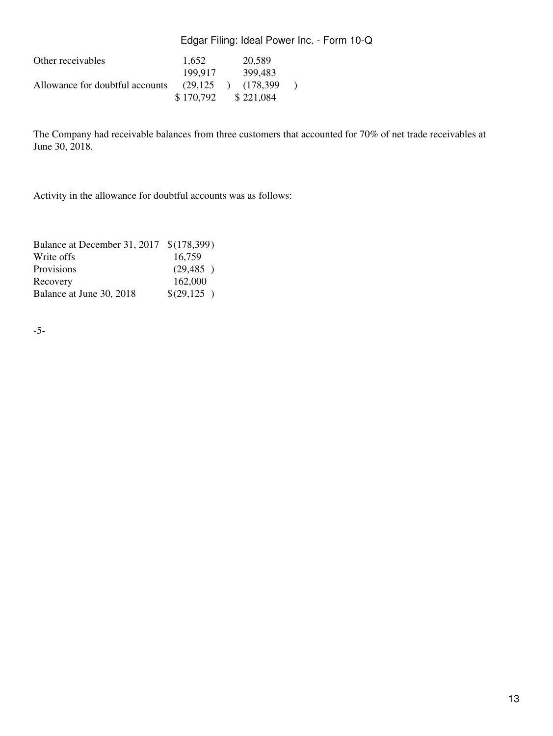| | | |
|---|---|---|
| Other receivables | 1,652 | 20,589 |
| | 199,917 | 399,483 |
| Allowance for doubtful accounts | (29,125) | (178,399) |
| | $ 170,792 | $ 221,084 |

The Company had receivable balances from three customers that accounted for 70% of net trade receivables at June 30, 2018.

Activity in the allowance for doubtful accounts was as follows:

| | |
|---|---|
| Balance at December 31, 2017 | $(178,399) |
| Write offs | 16,759 |
| Provisions | (29,485) |
| Recovery | 162,000 |
| Balance at June 30, 2018 | $(29,125) |

-5-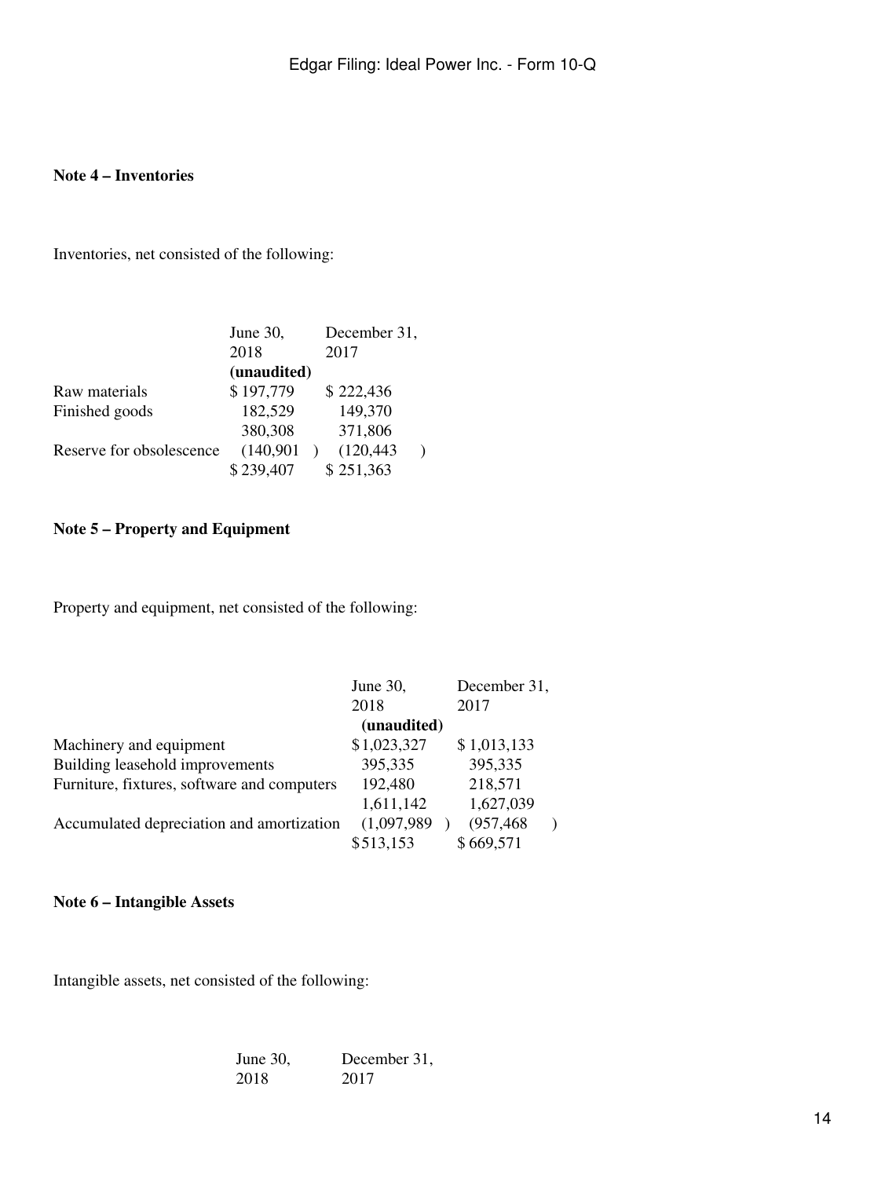**Note 4 – Inventories**

Inventories, net consisted of the following:

| | June 30, 2018 | December 31, 2017 |
|---|---|---|
| | **(unaudited)** | |
| Raw materials | $ 197,779 | $ 222,436 |
| Finished goods | 182,529 | 149,370 |
| | 380,308 | 371,806 |
| Reserve for obsolescence | (140,901 ) | (120,443 ) |
| | $ 239,407 | $ 251,363 |

**Note 5 – Property and Equipment**

Property and equipment, net consisted of the following:

| | June 30, 2018 | December 31, 2017 |
|---|---|---|
| | **(unaudited)** | |
| Machinery and equipment | $ 1,023,327 | $ 1,013,133 |
| Building leasehold improvements | 395,335 | 395,335 |
| Furniture, fixtures, software and computers | 192,480 | 218,571 |
| | 1,611,142 | 1,627,039 |
| Accumulated depreciation and amortization | (1,097,989 ) | (957,468 ) |
| | $ 513,153 | $ 669,571 |

**Note 6 – Intangible Assets**

Intangible assets, net consisted of the following:

| | June 30, 2018 | December 31, 2017 |
|---|---|---|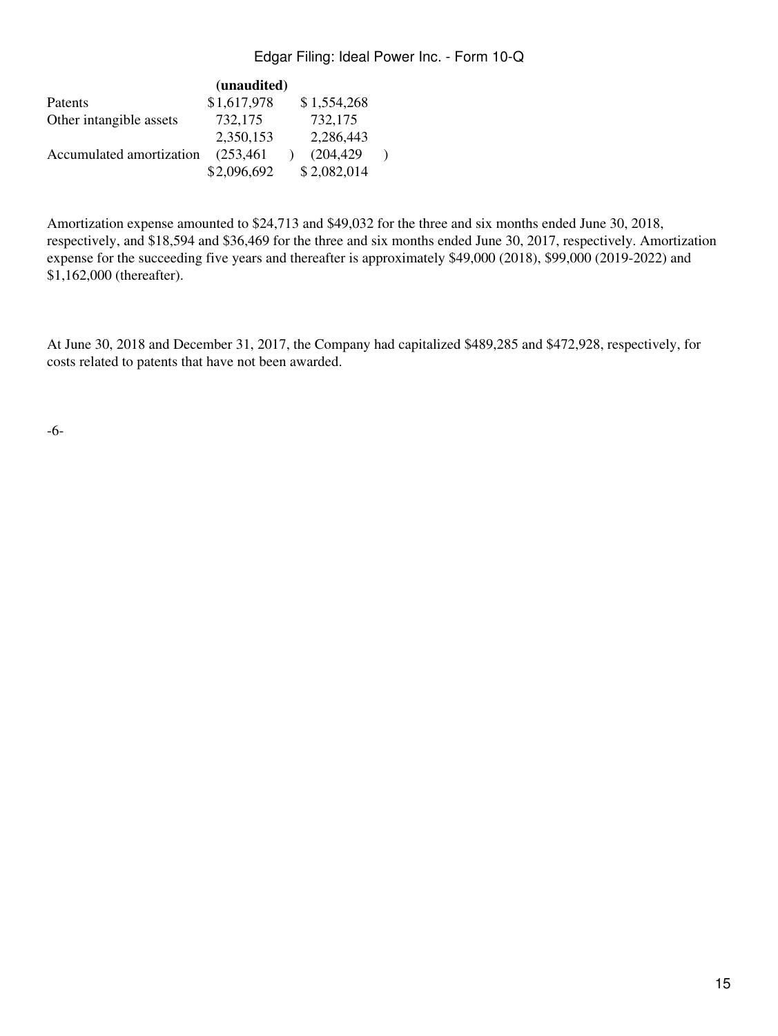| | (unaudited) | |
|---|---|---|
| Patents | $1,617,978 | $ 1,554,268 |
| Other intangible assets | 732,175 | 732,175 |
| | 2,350,153 | 2,286,443 |
| Accumulated amortization | (253,461 ) | (204,429 ) |
| | $2,096,692 | $ 2,082,014 |

Amortization expense amounted to $24,713 and $49,032 for the three and six months ended June 30, 2018, respectively, and $18,594 and $36,469 for the three and six months ended June 30, 2017, respectively. Amortization expense for the succeeding five years and thereafter is approximately $49,000 (2018), $99,000 (2019-2022) and $1,162,000 (thereafter).

At June 30, 2018 and December 31, 2017, the Company had capitalized $489,285 and $472,928, respectively, for costs related to patents that have not been awarded.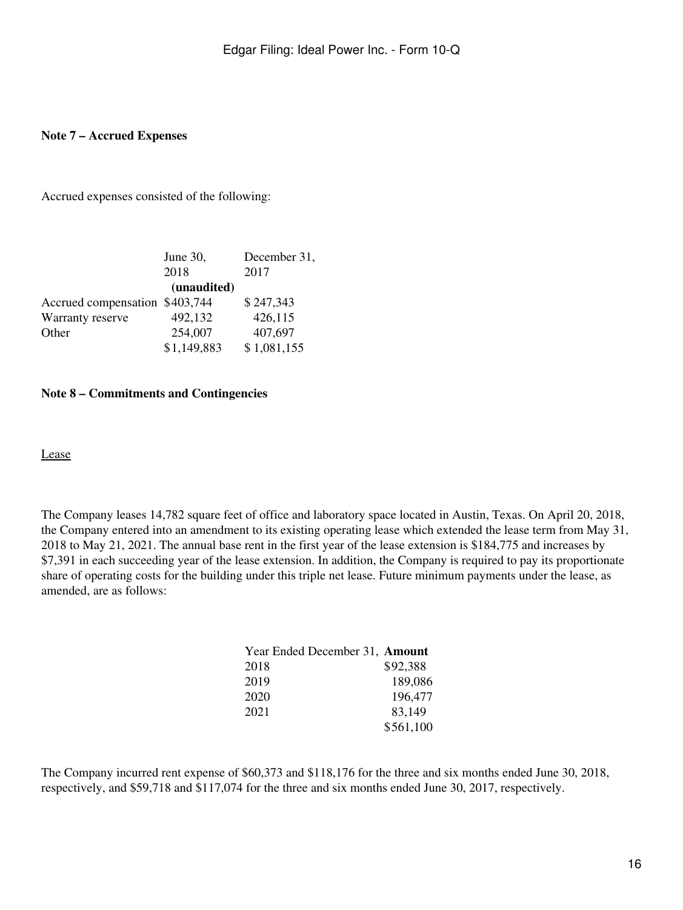**Note 7 – Accrued Expenses**

Accrued expenses consisted of the following:

| | June 30, 2018 (unaudited) | December 31, 2017 |
|---|---|---|
| Accrued compensation | $403,744 | $ 247,343 |
| Warranty reserve | 492,132 | 426,115 |
| Other | 254,007 | 407,697 |
| | $1,149,883 | $ 1,081,155 |

**Note 8 – Commitments and Contingencies**

Lease

The Company leases 14,782 square feet of office and laboratory space located in Austin, Texas. On April 20, 2018, the Company entered into an amendment to its existing operating lease which extended the lease term from May 31, 2018 to May 21, 2021. The annual base rent in the first year of the lease extension is $184,775 and increases by $7,391 in each succeeding year of the lease extension. In addition, the Company is required to pay its proportionate share of operating costs for the building under this triple net lease. Future minimum payments under the lease, as amended, are as follows:

| Year Ended December 31, | **Amount** |
|---|---|
| 2018 | $92,388 |
| 2019 | 189,086 |
| 2020 | 196,477 |
| 2021 | 83,149 |
| | $561,100 |

The Company incurred rent expense of $60,373 and $118,176 for the three and six months ended June 30, 2018, respectively, and $59,718 and $117,074 for the three and six months ended June 30, 2017, respectively.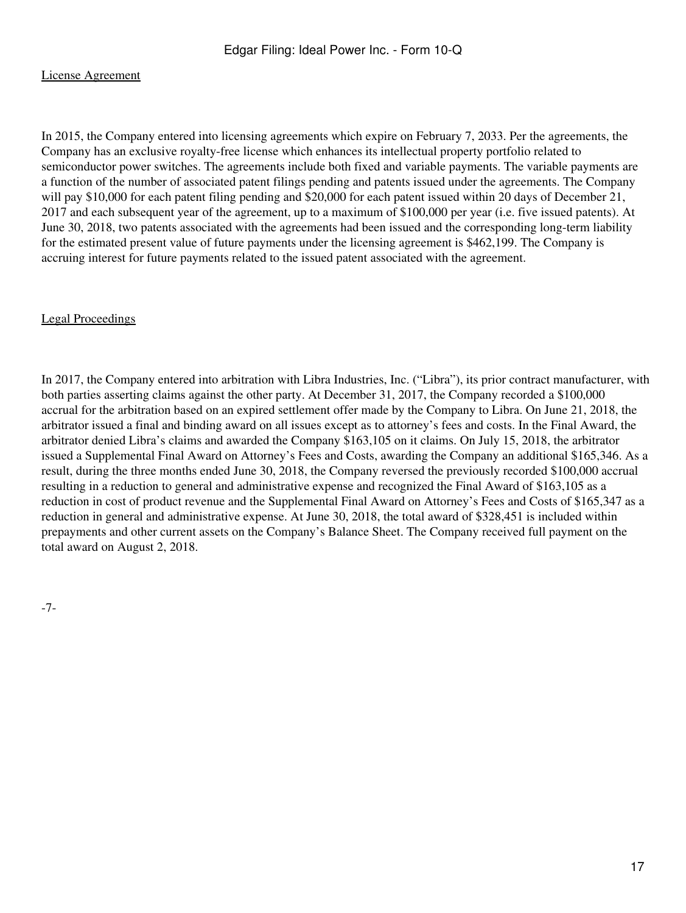License Agreement

In 2015, the Company entered into licensing agreements which expire on February 7, 2033. Per the agreements, the Company has an exclusive royalty-free license which enhances its intellectual property portfolio related to semiconductor power switches. The agreements include both fixed and variable payments. The variable payments are a function of the number of associated patent filings pending and patents issued under the agreements. The Company will pay $10,000 for each patent filing pending and $20,000 for each patent issued within 20 days of December 21, 2017 and each subsequent year of the agreement, up to a maximum of $100,000 per year (i.e. five issued patents). At June 30, 2018, two patents associated with the agreements had been issued and the corresponding long-term liability for the estimated present value of future payments under the licensing agreement is $462,199. The Company is accruing interest for future payments related to the issued patent associated with the agreement.

Legal Proceedings

In 2017, the Company entered into arbitration with Libra Industries, Inc. ("Libra"), its prior contract manufacturer, with both parties asserting claims against the other party. At December 31, 2017, the Company recorded a $100,000 accrual for the arbitration based on an expired settlement offer made by the Company to Libra. On June 21, 2018, the arbitrator issued a final and binding award on all issues except as to attorney's fees and costs. In the Final Award, the arbitrator denied Libra's claims and awarded the Company $163,105 on it claims. On July 15, 2018, the arbitrator issued a Supplemental Final Award on Attorney's Fees and Costs, awarding the Company an additional $165,346. As a result, during the three months ended June 30, 2018, the Company reversed the previously recorded $100,000 accrual resulting in a reduction to general and administrative expense and recognized the Final Award of $163,105 as a reduction in cost of product revenue and the Supplemental Final Award on Attorney's Fees and Costs of $165,347 as a reduction in general and administrative expense. At June 30, 2018, the total award of $328,451 is included within prepayments and other current assets on the Company's Balance Sheet. The Company received full payment on the total award on August 2, 2018.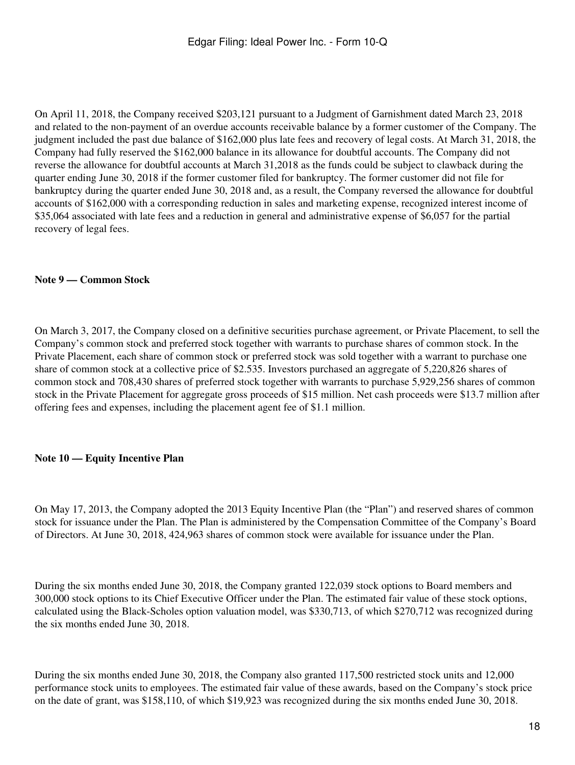On April 11, 2018, the Company received $203,121 pursuant to a Judgment of Garnishment dated March 23, 2018 and related to the non-payment of an overdue accounts receivable balance by a former customer of the Company. The judgment included the past due balance of $162,000 plus late fees and recovery of legal costs. At March 31, 2018, the Company had fully reserved the $162,000 balance in its allowance for doubtful accounts. The Company did not reverse the allowance for doubtful accounts at March 31,2018 as the funds could be subject to clawback during the quarter ending June 30, 2018 if the former customer filed for bankruptcy. The former customer did not file for bankruptcy during the quarter ended June 30, 2018 and, as a result, the Company reversed the allowance for doubtful accounts of $162,000 with a corresponding reduction in sales and marketing expense, recognized interest income of $35,064 associated with late fees and a reduction in general and administrative expense of $6,057 for the partial recovery of legal fees.

**Note 9 — Common Stock**

On March 3, 2017, the Company closed on a definitive securities purchase agreement, or Private Placement, to sell the Company's common stock and preferred stock together with warrants to purchase shares of common stock. In the Private Placement, each share of common stock or preferred stock was sold together with a warrant to purchase one share of common stock at a collective price of $2.535. Investors purchased an aggregate of 5,220,826 shares of common stock and 708,430 shares of preferred stock together with warrants to purchase 5,929,256 shares of common stock in the Private Placement for aggregate gross proceeds of $15 million. Net cash proceeds were $13.7 million after offering fees and expenses, including the placement agent fee of $1.1 million.

**Note 10 — Equity Incentive Plan**

On May 17, 2013, the Company adopted the 2013 Equity Incentive Plan (the "Plan") and reserved shares of common stock for issuance under the Plan. The Plan is administered by the Compensation Committee of the Company's Board of Directors. At June 30, 2018, 424,963 shares of common stock were available for issuance under the Plan.

During the six months ended June 30, 2018, the Company granted 122,039 stock options to Board members and 300,000 stock options to its Chief Executive Officer under the Plan. The estimated fair value of these stock options, calculated using the Black-Scholes option valuation model, was $330,713, of which $270,712 was recognized during the six months ended June 30, 2018.

During the six months ended June 30, 2018, the Company also granted 117,500 restricted stock units and 12,000 performance stock units to employees. The estimated fair value of these awards, based on the Company's stock price on the date of grant, was $158,110, of which $19,923 was recognized during the six months ended June 30, 2018.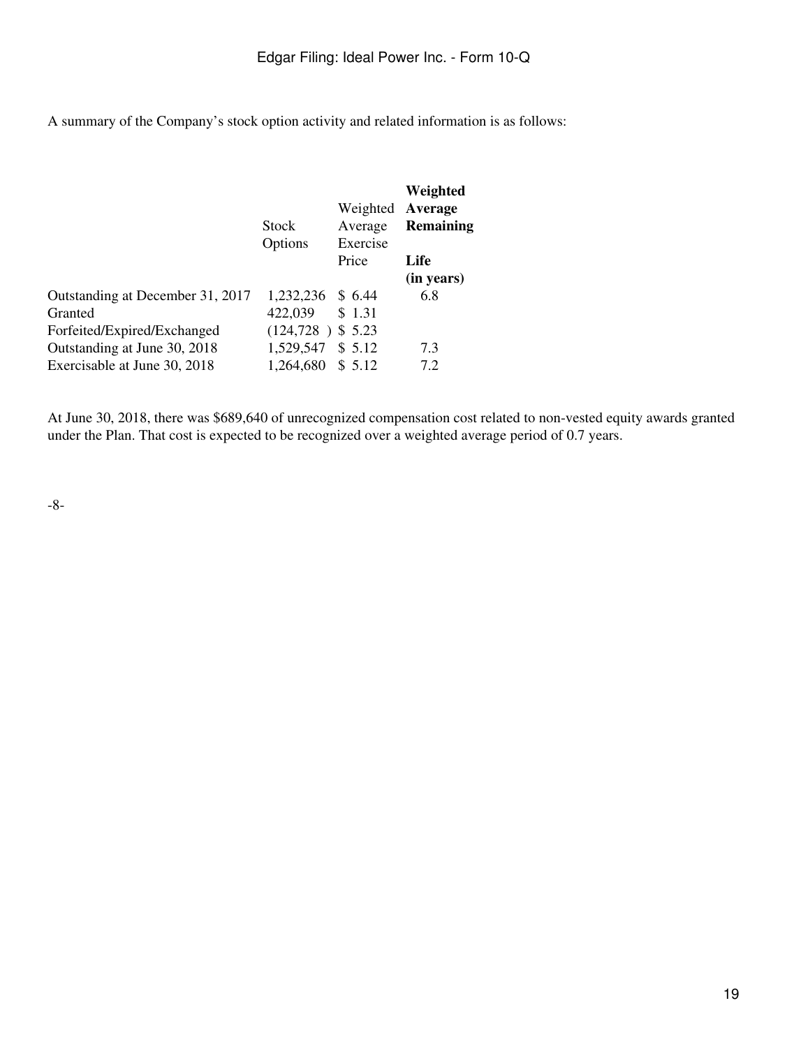A summary of the Company's stock option activity and related information is as follows:

| | Stock Options | Weighted Average Exercise Price | **Weighted Average Remaining Life (in years)** |
|---|---|---|---|
| Outstanding at December 31, 2017 | 1,232,236 | $ 6.44 | 6.8 |
| Granted | 422,039 | $ 1.31 | |
| Forfeited/Expired/Exchanged | (124,728 ) | $ 5.23 | |
| Outstanding at June 30, 2018 | 1,529,547 | $ 5.12 | 7.3 |
| Exercisable at June 30, 2018 | 1,264,680 | $ 5.12 | 7.2 |

At June 30, 2018, there was $689,640 of unrecognized compensation cost related to non-vested equity awards granted under the Plan. That cost is expected to be recognized over a weighted average period of 0.7 years.

-8-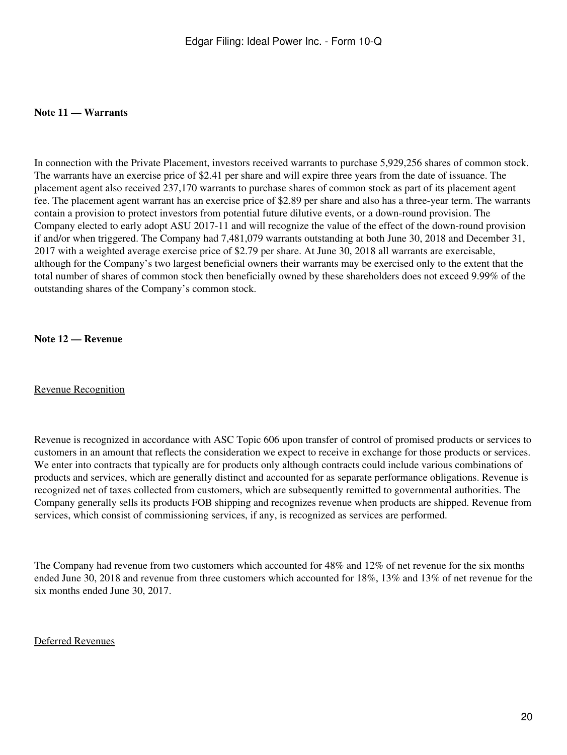**Note 11 — Warrants**

In connection with the Private Placement, investors received warrants to purchase 5,929,256 shares of common stock. The warrants have an exercise price of $2.41 per share and will expire three years from the date of issuance. The placement agent also received 237,170 warrants to purchase shares of common stock as part of its placement agent fee. The placement agent warrant has an exercise price of $2.89 per share and also has a three-year term. The warrants contain a provision to protect investors from potential future dilutive events, or a down-round provision. The Company elected to early adopt ASU 2017-11 and will recognize the value of the effect of the down-round provision if and/or when triggered. The Company had 7,481,079 warrants outstanding at both June 30, 2018 and December 31, 2017 with a weighted average exercise price of $2.79 per share. At June 30, 2018 all warrants are exercisable, although for the Company's two largest beneficial owners their warrants may be exercised only to the extent that the total number of shares of common stock then beneficially owned by these shareholders does not exceed 9.99% of the outstanding shares of the Company's common stock.

**Note 12 — Revenue**

Revenue Recognition

Revenue is recognized in accordance with ASC Topic 606 upon transfer of control of promised products or services to customers in an amount that reflects the consideration we expect to receive in exchange for those products or services. We enter into contracts that typically are for products only although contracts could include various combinations of products and services, which are generally distinct and accounted for as separate performance obligations. Revenue is recognized net of taxes collected from customers, which are subsequently remitted to governmental authorities. The Company generally sells its products FOB shipping and recognizes revenue when products are shipped. Revenue from services, which consist of commissioning services, if any, is recognized as services are performed.

The Company had revenue from two customers which accounted for 48% and 12% of net revenue for the six months ended June 30, 2018 and revenue from three customers which accounted for 18%, 13% and 13% of net revenue for the six months ended June 30, 2017.

Deferred Revenues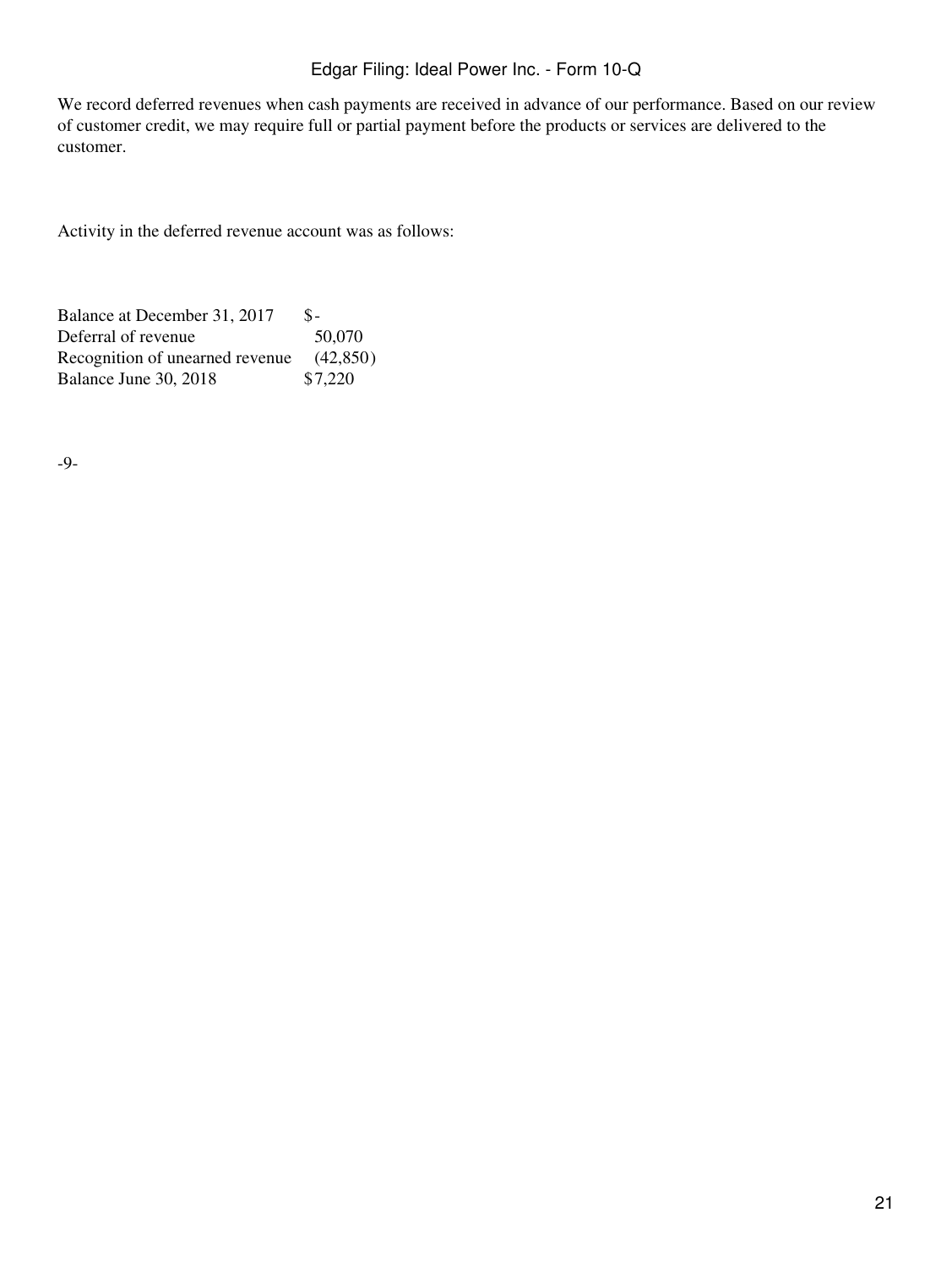We record deferred revenues when cash payments are received in advance of our performance. Based on our review of customer credit, we may require full or partial payment before the products or services are delivered to the customer.

Activity in the deferred revenue account was as follows:

| | |
|---|---|
| Balance at December 31, 2017 | $- |
| Deferral of revenue | 50,070 |
| Recognition of unearned revenue | (42,850) |
| Balance June 30, 2018 | $7,220 |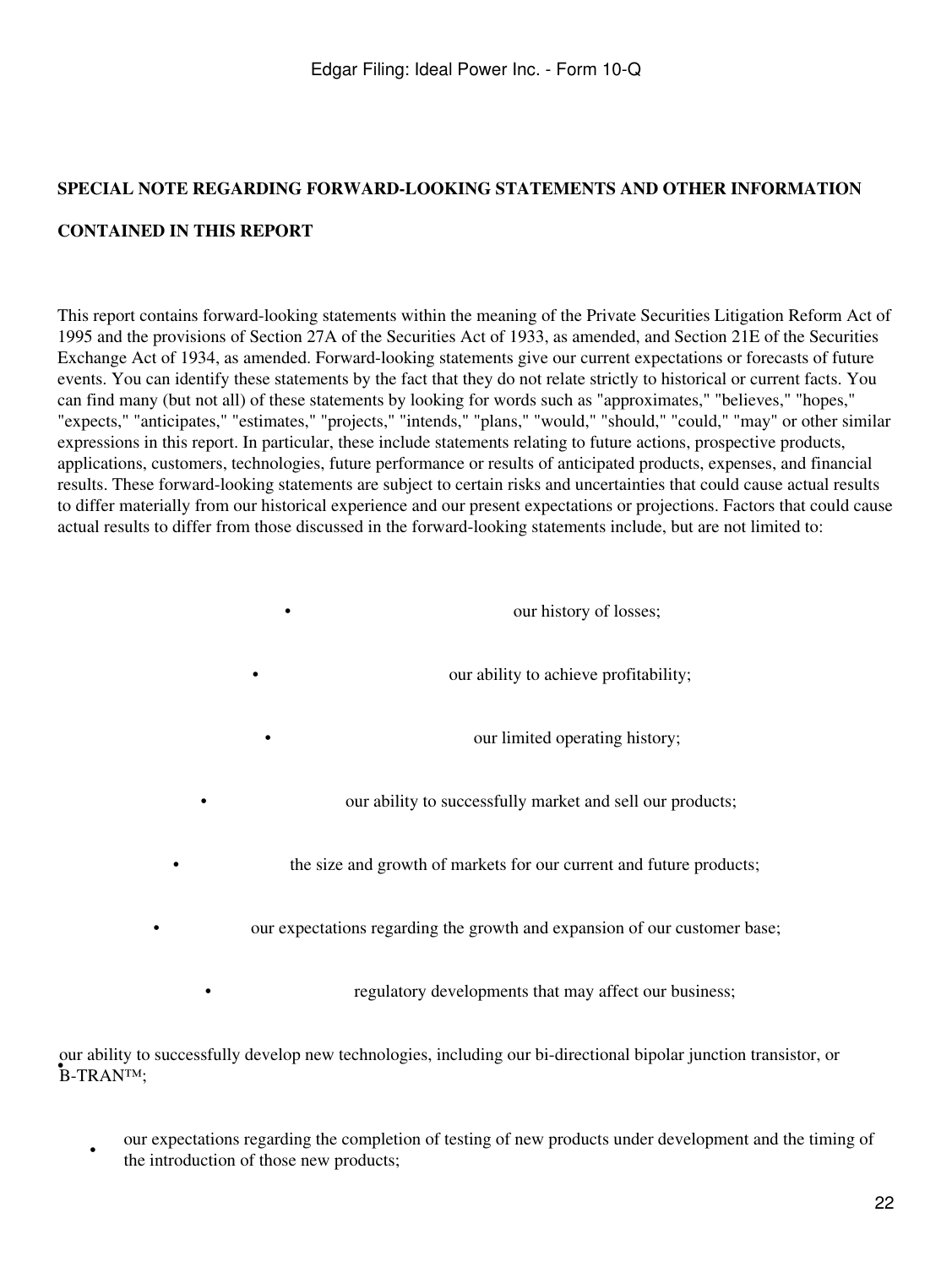## SPECIAL NOTE REGARDING FORWARD-LOOKING STATEMENTS AND OTHER INFORMATION CONTAINED IN THIS REPORT

This report contains forward-looking statements within the meaning of the Private Securities Litigation Reform Act of 1995 and the provisions of Section 27A of the Securities Act of 1933, as amended, and Section 21E of the Securities Exchange Act of 1934, as amended. Forward-looking statements give our current expectations or forecasts of future events. You can identify these statements by the fact that they do not relate strictly to historical or current facts. You can find many (but not all) of these statements by looking for words such as "approximates," "believes," "hopes," "expects," "anticipates," "estimates," "projects," "intends," "plans," "would," "should," "could," "may" or other similar expressions in this report. In particular, these include statements relating to future actions, prospective products, applications, customers, technologies, future performance or results of anticipated products, expenses, and financial results. These forward-looking statements are subject to certain risks and uncertainties that could cause actual results to differ materially from our historical experience and our present expectations or projections. Factors that could cause actual results to differ from those discussed in the forward-looking statements include, but are not limited to:

- our history of losses;
- our ability to achieve profitability;
- our limited operating history;
- our ability to successfully market and sell our products;
- the size and growth of markets for our current and future products;
- our expectations regarding the growth and expansion of our customer base;
- regulatory developments that may affect our business;
- our ability to successfully develop new technologies, including our bi-directional bipolar junction transistor, or B-TRAN™;
- our expectations regarding the completion of testing of new products under development and the timing of the introduction of those new products;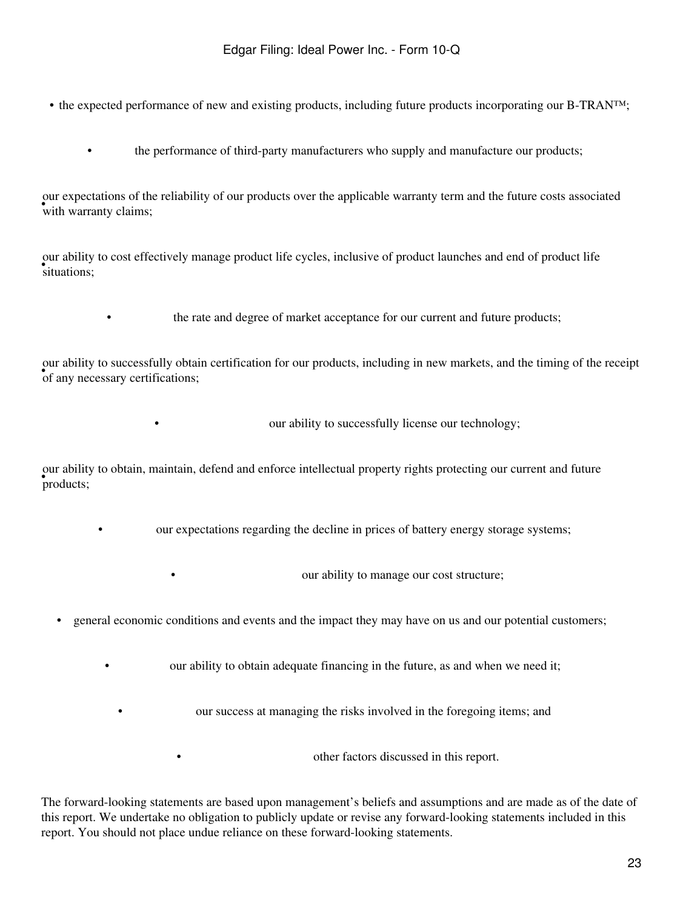- the expected performance of new and existing products, including future products incorporating our B-TRAN™;
- the performance of third-party manufacturers who supply and manufacture our products;
- our expectations of the reliability of our products over the applicable warranty term and the future costs associated with warranty claims;
- our ability to cost effectively manage product life cycles, inclusive of product launches and end of product life situations;
- the rate and degree of market acceptance for our current and future products;
- our ability to successfully obtain certification for our products, including in new markets, and the timing of the receipt of any necessary certifications;
- our ability to successfully license our technology;
- our ability to obtain, maintain, defend and enforce intellectual property rights protecting our current and future products;
- our expectations regarding the decline in prices of battery energy storage systems;
- our ability to manage our cost structure;
- general economic conditions and events and the impact they may have on us and our potential customers;
- our ability to obtain adequate financing in the future, as and when we need it;
- our success at managing the risks involved in the foregoing items; and
- other factors discussed in this report.

The forward-looking statements are based upon management's beliefs and assumptions and are made as of the date of this report. We undertake no obligation to publicly update or revise any forward-looking statements included in this report. You should not place undue reliance on these forward-looking statements.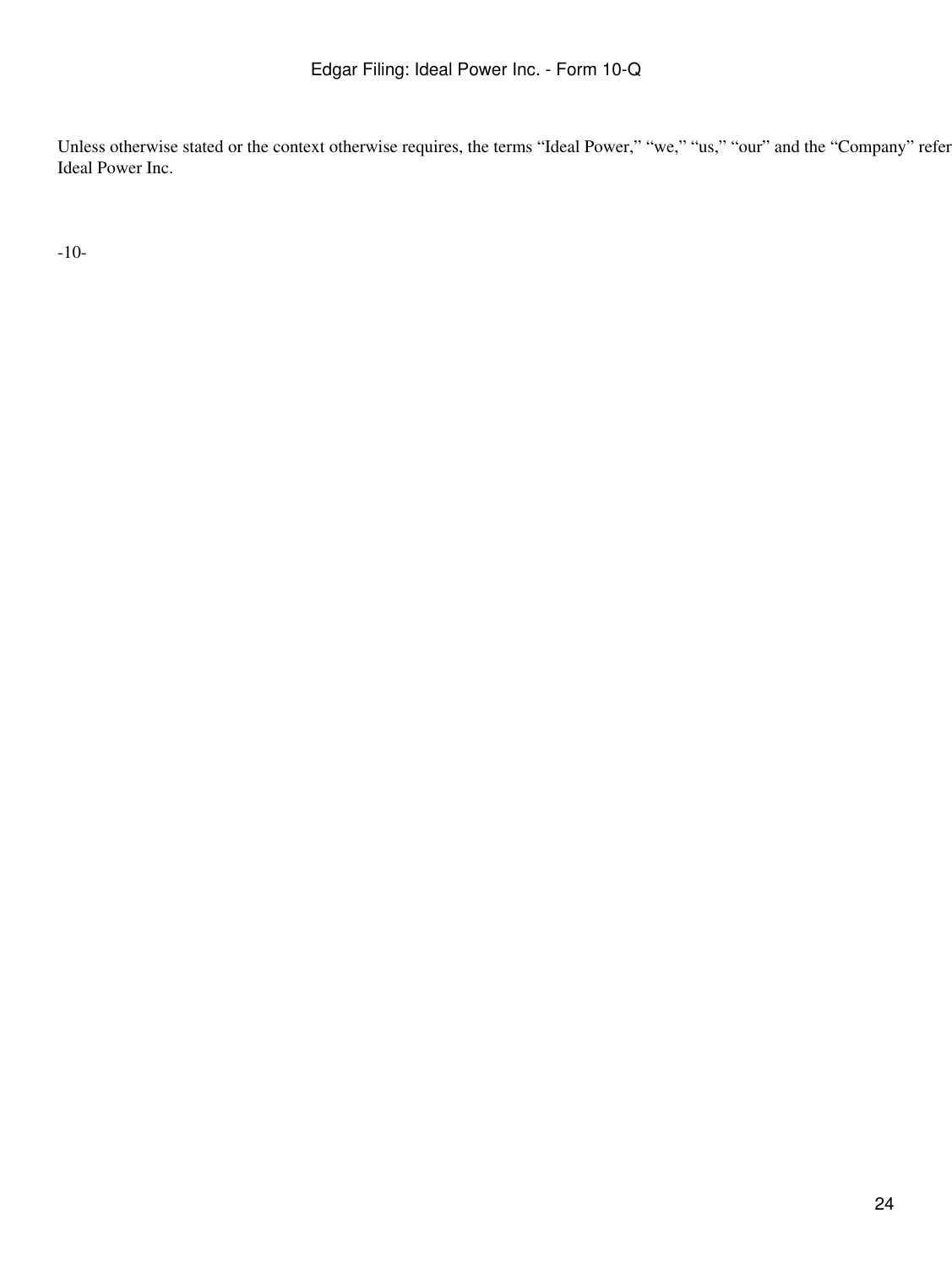Unless otherwise stated or the context otherwise requires, the terms “Ideal Power,” “we,” “us,” “our” and the “Company” refer
Ideal Power Inc.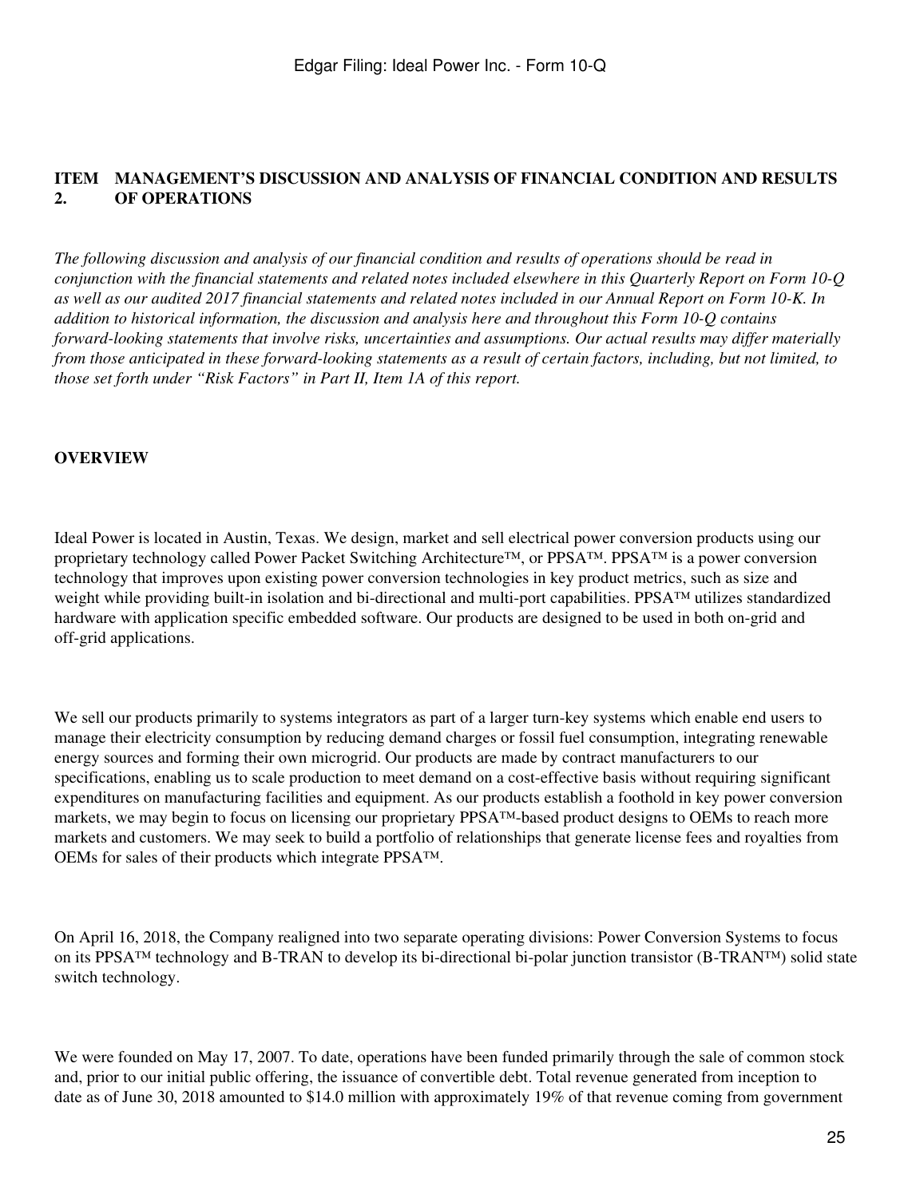## ITEM 2. MANAGEMENT'S DISCUSSION AND ANALYSIS OF FINANCIAL CONDITION AND RESULTS OF OPERATIONS

*The following discussion and analysis of our financial condition and results of operations should be read in conjunction with the financial statements and related notes included elsewhere in this Quarterly Report on Form 10-Q as well as our audited 2017 financial statements and related notes included in our Annual Report on Form 10-K. In addition to historical information, the discussion and analysis here and throughout this Form 10-Q contains forward-looking statements that involve risks, uncertainties and assumptions. Our actual results may differ materially from those anticipated in these forward-looking statements as a result of certain factors, including, but not limited, to those set forth under "Risk Factors" in Part II, Item 1A of this report.*

### OVERVIEW

Ideal Power is located in Austin, Texas. We design, market and sell electrical power conversion products using our proprietary technology called Power Packet Switching Architecture™, or PPSA™. PPSA™ is a power conversion technology that improves upon existing power conversion technologies in key product metrics, such as size and weight while providing built-in isolation and bi-directional and multi-port capabilities. PPSA™ utilizes standardized hardware with application specific embedded software. Our products are designed to be used in both on-grid and off-grid applications.

We sell our products primarily to systems integrators as part of a larger turn-key systems which enable end users to manage their electricity consumption by reducing demand charges or fossil fuel consumption, integrating renewable energy sources and forming their own microgrid. Our products are made by contract manufacturers to our specifications, enabling us to scale production to meet demand on a cost-effective basis without requiring significant expenditures on manufacturing facilities and equipment. As our products establish a foothold in key power conversion markets, we may begin to focus on licensing our proprietary PPSA™-based product designs to OEMs to reach more markets and customers. We may seek to build a portfolio of relationships that generate license fees and royalties from OEMs for sales of their products which integrate PPSA™.

On April 16, 2018, the Company realigned into two separate operating divisions: Power Conversion Systems to focus on its PPSA™ technology and B-TRAN to develop its bi-directional bi-polar junction transistor (B-TRAN™) solid state switch technology.

We were founded on May 17, 2007. To date, operations have been funded primarily through the sale of common stock and, prior to our initial public offering, the issuance of convertible debt. Total revenue generated from inception to date as of June 30, 2018 amounted to $14.0 million with approximately 19% of that revenue coming from government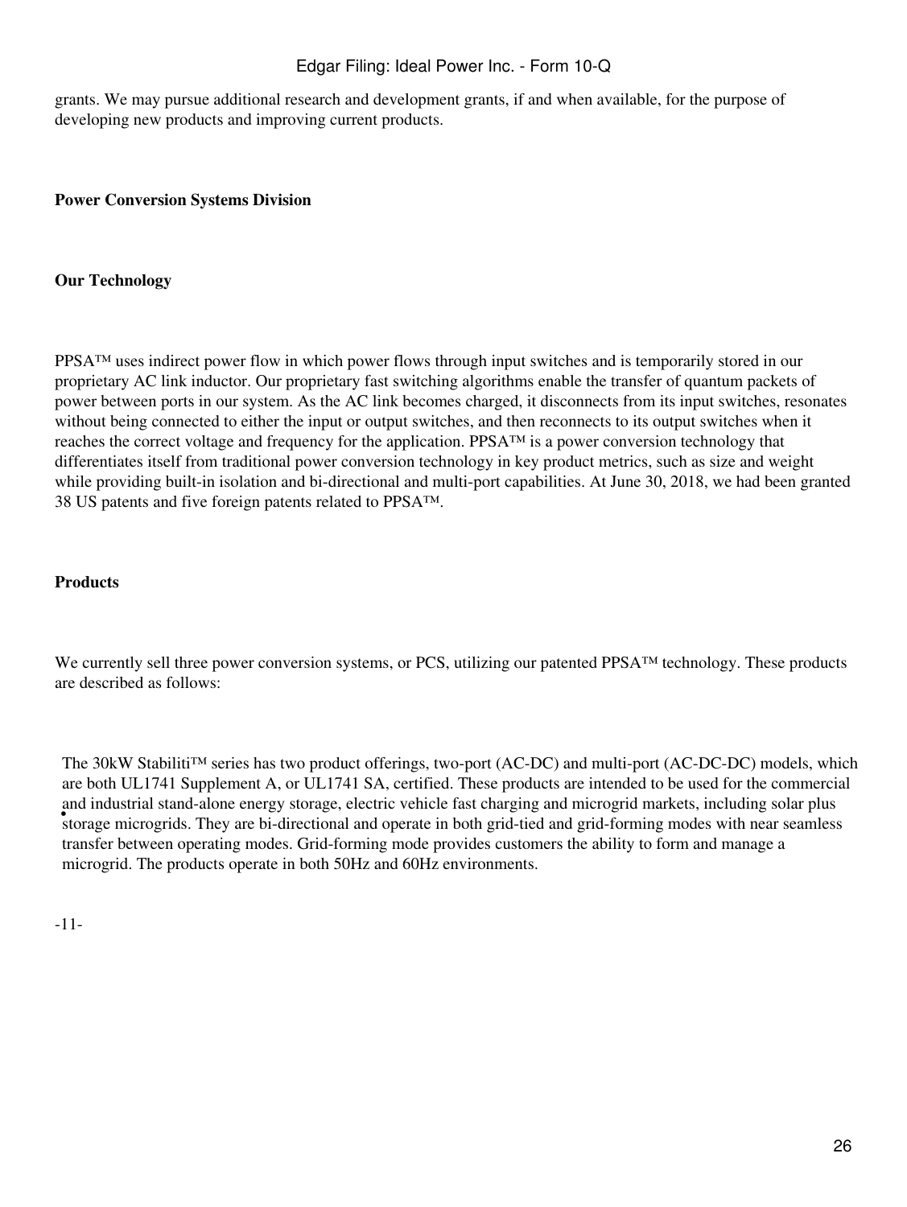grants. We may pursue additional research and development grants, if and when available, for the purpose of developing new products and improving current products.

**Power Conversion Systems Division**

**Our Technology**

PPSA™ uses indirect power flow in which power flows through input switches and is temporarily stored in our proprietary AC link inductor. Our proprietary fast switching algorithms enable the transfer of quantum packets of power between ports in our system. As the AC link becomes charged, it disconnects from its input switches, resonates without being connected to either the input or output switches, and then reconnects to its output switches when it reaches the correct voltage and frequency for the application. PPSA™ is a power conversion technology that differentiates itself from traditional power conversion technology in key product metrics, such as size and weight while providing built-in isolation and bi-directional and multi-port capabilities. At June 30, 2018, we had been granted 38 US patents and five foreign patents related to PPSA™.

**Products**

We currently sell three power conversion systems, or PCS, utilizing our patented PPSA™ technology. These products are described as follows:

- The 30kW Stabiliti™ series has two product offerings, two-port (AC-DC) and multi-port (AC-DC-DC) models, which are both UL1741 Supplement A, or UL1741 SA, certified. These products are intended to be used for the commercial and industrial stand-alone energy storage, electric vehicle fast charging and microgrid markets, including solar plus storage microgrids. They are bi-directional and operate in both grid-tied and grid-forming modes with near seamless transfer between operating modes. Grid-forming mode provides customers the ability to form and manage a microgrid. The products operate in both 50Hz and 60Hz environments.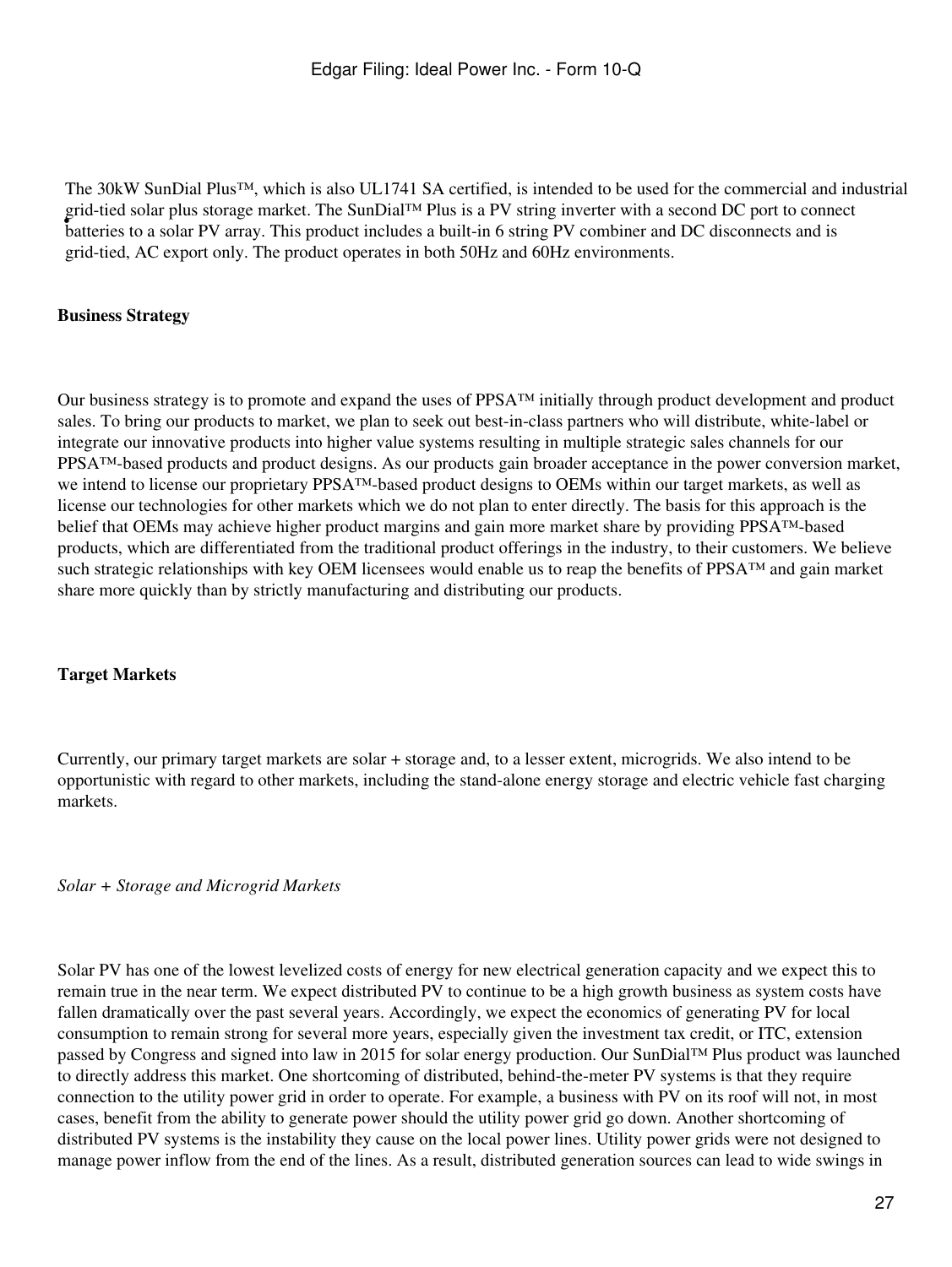- The 30kW SunDial Plus™, which is also UL1741 SA certified, is intended to be used for the commercial and industrial grid-tied solar plus storage market. The SunDial™ Plus is a PV string inverter with a second DC port to connect batteries to a solar PV array. This product includes a built-in 6 string PV combiner and DC disconnects and is grid-tied, AC export only. The product operates in both 50Hz and 60Hz environments.

**Business Strategy**

Our business strategy is to promote and expand the uses of PPSA™ initially through product development and product sales. To bring our products to market, we plan to seek out best-in-class partners who will distribute, white-label or integrate our innovative products into higher value systems resulting in multiple strategic sales channels for our PPSA™-based products and product designs. As our products gain broader acceptance in the power conversion market, we intend to license our proprietary PPSA™-based product designs to OEMs within our target markets, as well as license our technologies for other markets which we do not plan to enter directly. The basis for this approach is the belief that OEMs may achieve higher product margins and gain more market share by providing PPSA™-based products, which are differentiated from the traditional product offerings in the industry, to their customers. We believe such strategic relationships with key OEM licensees would enable us to reap the benefits of PPSA™ and gain market share more quickly than by strictly manufacturing and distributing our products.

**Target Markets**

Currently, our primary target markets are solar + storage and, to a lesser extent, microgrids. We also intend to be opportunistic with regard to other markets, including the stand-alone energy storage and electric vehicle fast charging markets.

*Solar + Storage and Microgrid Markets*

Solar PV has one of the lowest levelized costs of energy for new electrical generation capacity and we expect this to remain true in the near term. We expect distributed PV to continue to be a high growth business as system costs have fallen dramatically over the past several years. Accordingly, we expect the economics of generating PV for local consumption to remain strong for several more years, especially given the investment tax credit, or ITC, extension passed by Congress and signed into law in 2015 for solar energy production. Our SunDial™ Plus product was launched to directly address this market. One shortcoming of distributed, behind-the-meter PV systems is that they require connection to the utility power grid in order to operate. For example, a business with PV on its roof will not, in most cases, benefit from the ability to generate power should the utility power grid go down. Another shortcoming of distributed PV systems is the instability they cause on the local power lines. Utility power grids were not designed to manage power inflow from the end of the lines. As a result, distributed generation sources can lead to wide swings in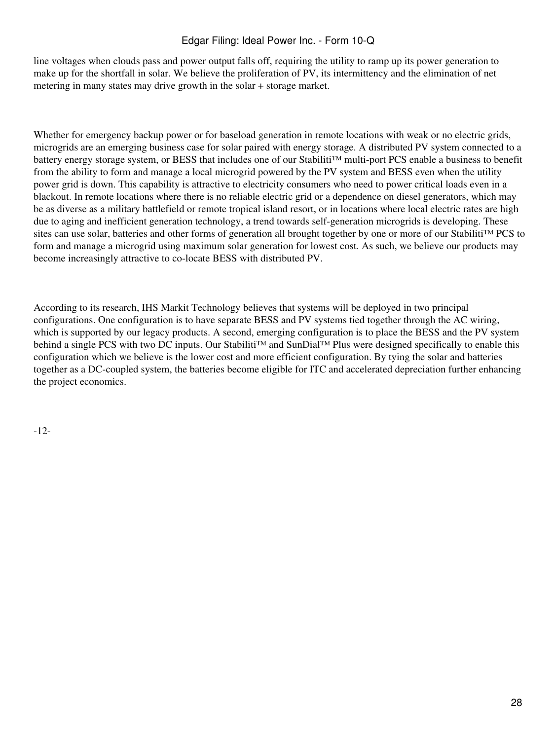line voltages when clouds pass and power output falls off, requiring the utility to ramp up its power generation to make up for the shortfall in solar. We believe the proliferation of PV, its intermittency and the elimination of net metering in many states may drive growth in the solar + storage market.

Whether for emergency backup power or for baseload generation in remote locations with weak or no electric grids, microgrids are an emerging business case for solar paired with energy storage. A distributed PV system connected to a battery energy storage system, or BESS that includes one of our Stabiliti™ multi-port PCS enable a business to benefit from the ability to form and manage a local microgrid powered by the PV system and BESS even when the utility power grid is down. This capability is attractive to electricity consumers who need to power critical loads even in a blackout. In remote locations where there is no reliable electric grid or a dependence on diesel generators, which may be as diverse as a military battlefield or remote tropical island resort, or in locations where local electric rates are high due to aging and inefficient generation technology, a trend towards self-generation microgrids is developing. These sites can use solar, batteries and other forms of generation all brought together by one or more of our Stabiliti™ PCS to form and manage a microgrid using maximum solar generation for lowest cost. As such, we believe our products may become increasingly attractive to co-locate BESS with distributed PV.

According to its research, IHS Markit Technology believes that systems will be deployed in two principal configurations. One configuration is to have separate BESS and PV systems tied together through the AC wiring, which is supported by our legacy products. A second, emerging configuration is to place the BESS and the PV system behind a single PCS with two DC inputs. Our Stabiliti™ and SunDial™ Plus were designed specifically to enable this configuration which we believe is the lower cost and more efficient configuration. By tying the solar and batteries together as a DC-coupled system, the batteries become eligible for ITC and accelerated depreciation further enhancing the project economics.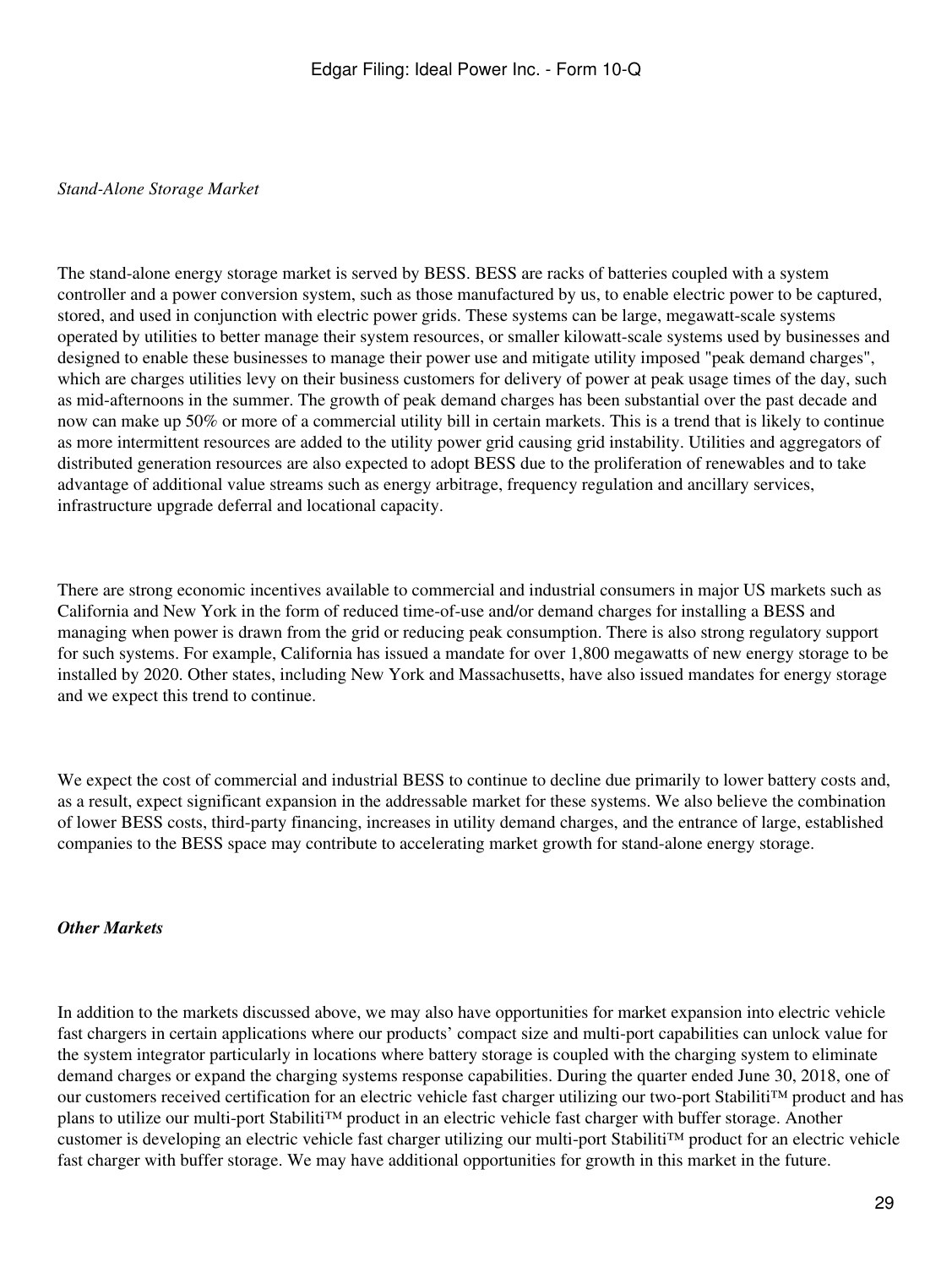*Stand-Alone Storage Market*

The stand-alone energy storage market is served by BESS. BESS are racks of batteries coupled with a system controller and a power conversion system, such as those manufactured by us, to enable electric power to be captured, stored, and used in conjunction with electric power grids. These systems can be large, megawatt-scale systems operated by utilities to better manage their system resources, or smaller kilowatt-scale systems used by businesses and designed to enable these businesses to manage their power use and mitigate utility imposed "peak demand charges", which are charges utilities levy on their business customers for delivery of power at peak usage times of the day, such as mid-afternoons in the summer. The growth of peak demand charges has been substantial over the past decade and now can make up 50% or more of a commercial utility bill in certain markets. This is a trend that is likely to continue as more intermittent resources are added to the utility power grid causing grid instability. Utilities and aggregators of distributed generation resources are also expected to adopt BESS due to the proliferation of renewables and to take advantage of additional value streams such as energy arbitrage, frequency regulation and ancillary services, infrastructure upgrade deferral and locational capacity.

There are strong economic incentives available to commercial and industrial consumers in major US markets such as California and New York in the form of reduced time-of-use and/or demand charges for installing a BESS and managing when power is drawn from the grid or reducing peak consumption. There is also strong regulatory support for such systems. For example, California has issued a mandate for over 1,800 megawatts of new energy storage to be installed by 2020. Other states, including New York and Massachusetts, have also issued mandates for energy storage and we expect this trend to continue.

We expect the cost of commercial and industrial BESS to continue to decline due primarily to lower battery costs and, as a result, expect significant expansion in the addressable market for these systems. We also believe the combination of lower BESS costs, third-party financing, increases in utility demand charges, and the entrance of large, established companies to the BESS space may contribute to accelerating market growth for stand-alone energy storage.

***Other Markets***

In addition to the markets discussed above, we may also have opportunities for market expansion into electric vehicle fast chargers in certain applications where our products' compact size and multi-port capabilities can unlock value for the system integrator particularly in locations where battery storage is coupled with the charging system to eliminate demand charges or expand the charging systems response capabilities. During the quarter ended June 30, 2018, one of our customers received certification for an electric vehicle fast charger utilizing our two-port Stabiliti™ product and has plans to utilize our multi-port Stabiliti™ product in an electric vehicle fast charger with buffer storage. Another customer is developing an electric vehicle fast charger utilizing our multi-port Stabiliti™ product for an electric vehicle fast charger with buffer storage. We may have additional opportunities for growth in this market in the future.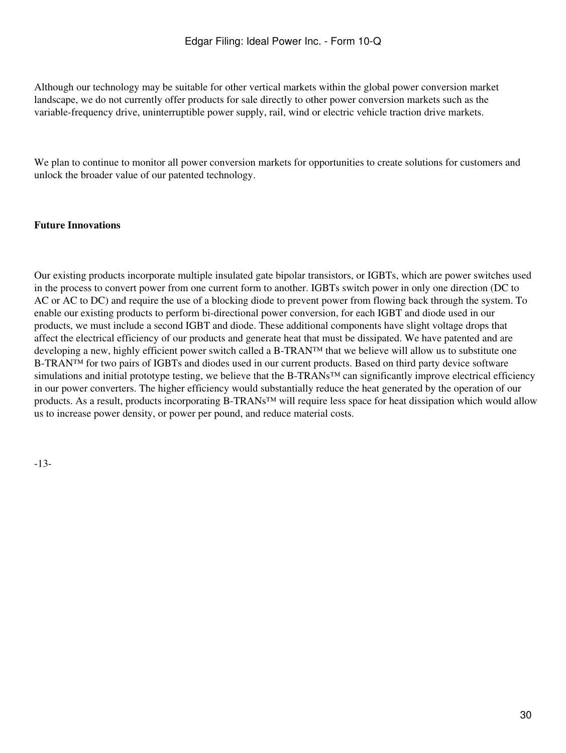Although our technology may be suitable for other vertical markets within the global power conversion market landscape, we do not currently offer products for sale directly to other power conversion markets such as the variable-frequency drive, uninterruptible power supply, rail, wind or electric vehicle traction drive markets.

We plan to continue to monitor all power conversion markets for opportunities to create solutions for customers and unlock the broader value of our patented technology.

**Future Innovations**

Our existing products incorporate multiple insulated gate bipolar transistors, or IGBTs, which are power switches used in the process to convert power from one current form to another. IGBTs switch power in only one direction (DC to AC or AC to DC) and require the use of a blocking diode to prevent power from flowing back through the system. To enable our existing products to perform bi-directional power conversion, for each IGBT and diode used in our products, we must include a second IGBT and diode. These additional components have slight voltage drops that affect the electrical efficiency of our products and generate heat that must be dissipated. We have patented and are developing a new, highly efficient power switch called a B-TRAN™ that we believe will allow us to substitute one B-TRAN™ for two pairs of IGBTs and diodes used in our current products. Based on third party device software simulations and initial prototype testing, we believe that the B-TRANs™ can significantly improve electrical efficiency in our power converters. The higher efficiency would substantially reduce the heat generated by the operation of our products. As a result, products incorporating B-TRANs™ will require less space for heat dissipation which would allow us to increase power density, or power per pound, and reduce material costs.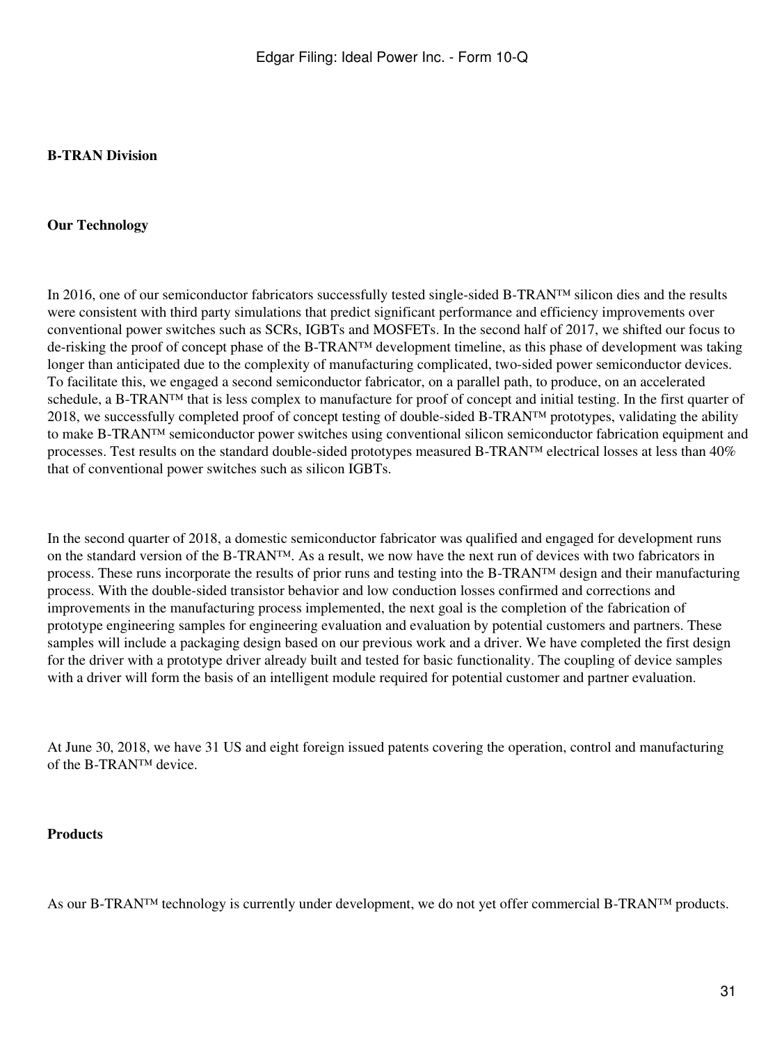**B-TRAN Division**

**Our Technology**

In 2016, one of our semiconductor fabricators successfully tested single-sided B-TRAN™ silicon dies and the results were consistent with third party simulations that predict significant performance and efficiency improvements over conventional power switches such as SCRs, IGBTs and MOSFETs. In the second half of 2017, we shifted our focus to de-risking the proof of concept phase of the B-TRAN™ development timeline, as this phase of development was taking longer than anticipated due to the complexity of manufacturing complicated, two-sided power semiconductor devices. To facilitate this, we engaged a second semiconductor fabricator, on a parallel path, to produce, on an accelerated schedule, a B-TRAN™ that is less complex to manufacture for proof of concept and initial testing. In the first quarter of 2018, we successfully completed proof of concept testing of double-sided B-TRAN™ prototypes, validating the ability to make B-TRAN™ semiconductor power switches using conventional silicon semiconductor fabrication equipment and processes. Test results on the standard double-sided prototypes measured B-TRAN™ electrical losses at less than 40% that of conventional power switches such as silicon IGBTs.

In the second quarter of 2018, a domestic semiconductor fabricator was qualified and engaged for development runs on the standard version of the B-TRAN™. As a result, we now have the next run of devices with two fabricators in process. These runs incorporate the results of prior runs and testing into the B-TRAN™ design and their manufacturing process. With the double-sided transistor behavior and low conduction losses confirmed and corrections and improvements in the manufacturing process implemented, the next goal is the completion of the fabrication of prototype engineering samples for engineering evaluation and evaluation by potential customers and partners. These samples will include a packaging design based on our previous work and a driver. We have completed the first design for the driver with a prototype driver already built and tested for basic functionality. The coupling of device samples with a driver will form the basis of an intelligent module required for potential customer and partner evaluation.

At June 30, 2018, we have 31 US and eight foreign issued patents covering the operation, control and manufacturing of the B-TRAN™ device.

**Products**

As our B-TRAN™ technology is currently under development, we do not yet offer commercial B-TRAN™ products.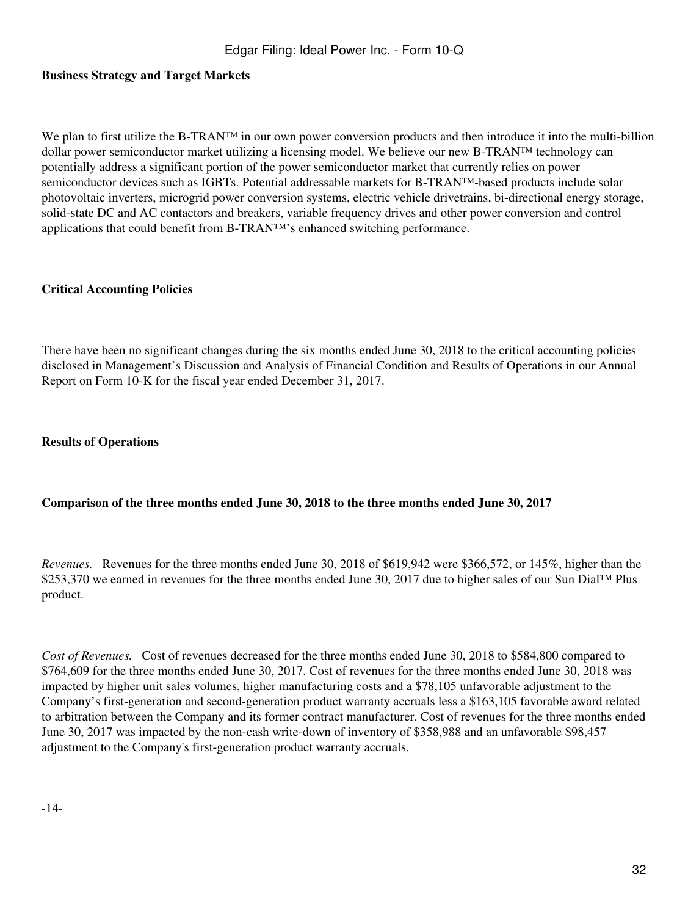**Business Strategy and Target Markets**

We plan to first utilize the B-TRAN™ in our own power conversion products and then introduce it into the multi-billion dollar power semiconductor market utilizing a licensing model. We believe our new B-TRAN™ technology can potentially address a significant portion of the power semiconductor market that currently relies on power semiconductor devices such as IGBTs. Potential addressable markets for B-TRAN™-based products include solar photovoltaic inverters, microgrid power conversion systems, electric vehicle drivetrains, bi-directional energy storage, solid-state DC and AC contactors and breakers, variable frequency drives and other power conversion and control applications that could benefit from B-TRAN™'s enhanced switching performance.

**Critical Accounting Policies**

There have been no significant changes during the six months ended June 30, 2018 to the critical accounting policies disclosed in Management's Discussion and Analysis of Financial Condition and Results of Operations in our Annual Report on Form 10-K for the fiscal year ended December 31, 2017.

**Results of Operations**

**Comparison of the three months ended June 30, 2018 to the three months ended June 30, 2017**

*Revenues.* Revenues for the three months ended June 30, 2018 of $619,942 were $366,572, or 145%, higher than the $253,370 we earned in revenues for the three months ended June 30, 2017 due to higher sales of our Sun Dial™ Plus product.

*Cost of Revenues.* Cost of revenues decreased for the three months ended June 30, 2018 to $584,800 compared to $764,609 for the three months ended June 30, 2017. Cost of revenues for the three months ended June 30, 2018 was impacted by higher unit sales volumes, higher manufacturing costs and a $78,105 unfavorable adjustment to the Company's first-generation and second-generation product warranty accruals less a $163,105 favorable award related to arbitration between the Company and its former contract manufacturer. Cost of revenues for the three months ended June 30, 2017 was impacted by the non-cash write-down of inventory of $358,988 and an unfavorable $98,457 adjustment to the Company's first-generation product warranty accruals.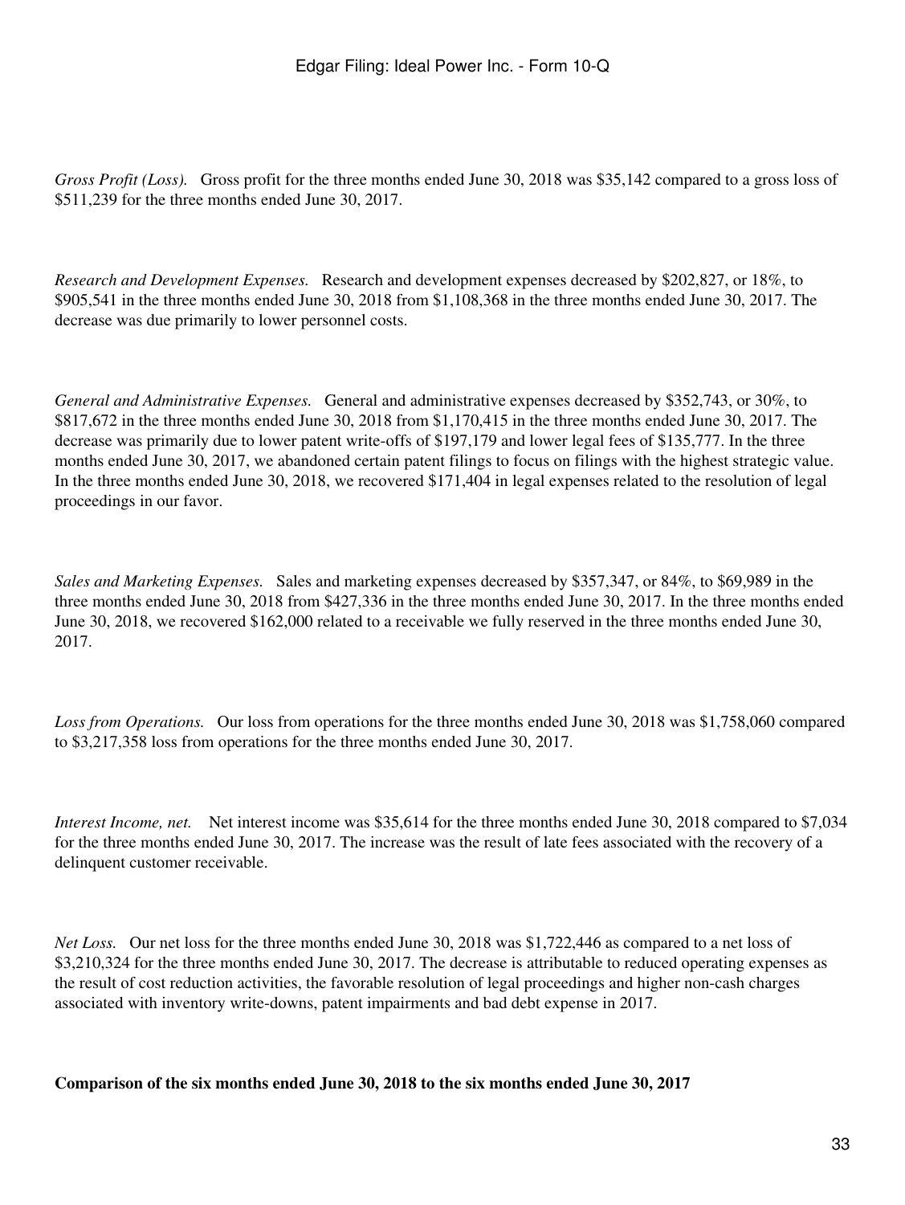*Gross Profit (Loss).* Gross profit for the three months ended June 30, 2018 was $35,142 compared to a gross loss of $511,239 for the three months ended June 30, 2017.

*Research and Development Expenses.* Research and development expenses decreased by $202,827, or 18%, to $905,541 in the three months ended June 30, 2018 from $1,108,368 in the three months ended June 30, 2017. The decrease was due primarily to lower personnel costs.

*General and Administrative Expenses.* General and administrative expenses decreased by $352,743, or 30%, to $817,672 in the three months ended June 30, 2018 from $1,170,415 in the three months ended June 30, 2017. The decrease was primarily due to lower patent write-offs of $197,179 and lower legal fees of $135,777. In the three months ended June 30, 2017, we abandoned certain patent filings to focus on filings with the highest strategic value. In the three months ended June 30, 2018, we recovered $171,404 in legal expenses related to the resolution of legal proceedings in our favor.

*Sales and Marketing Expenses.* Sales and marketing expenses decreased by $357,347, or 84%, to $69,989 in the three months ended June 30, 2018 from $427,336 in the three months ended June 30, 2017. In the three months ended June 30, 2018, we recovered $162,000 related to a receivable we fully reserved in the three months ended June 30, 2017.

*Loss from Operations.* Our loss from operations for the three months ended June 30, 2018 was $1,758,060 compared to $3,217,358 loss from operations for the three months ended June 30, 2017.

*Interest Income, net.* Net interest income was $35,614 for the three months ended June 30, 2018 compared to $7,034 for the three months ended June 30, 2017. The increase was the result of late fees associated with the recovery of a delinquent customer receivable.

*Net Loss.* Our net loss for the three months ended June 30, 2018 was $1,722,446 as compared to a net loss of $3,210,324 for the three months ended June 30, 2017. The decrease is attributable to reduced operating expenses as the result of cost reduction activities, the favorable resolution of legal proceedings and higher non-cash charges associated with inventory write-downs, patent impairments and bad debt expense in 2017.

**Comparison of the six months ended June 30, 2018 to the six months ended June 30, 2017**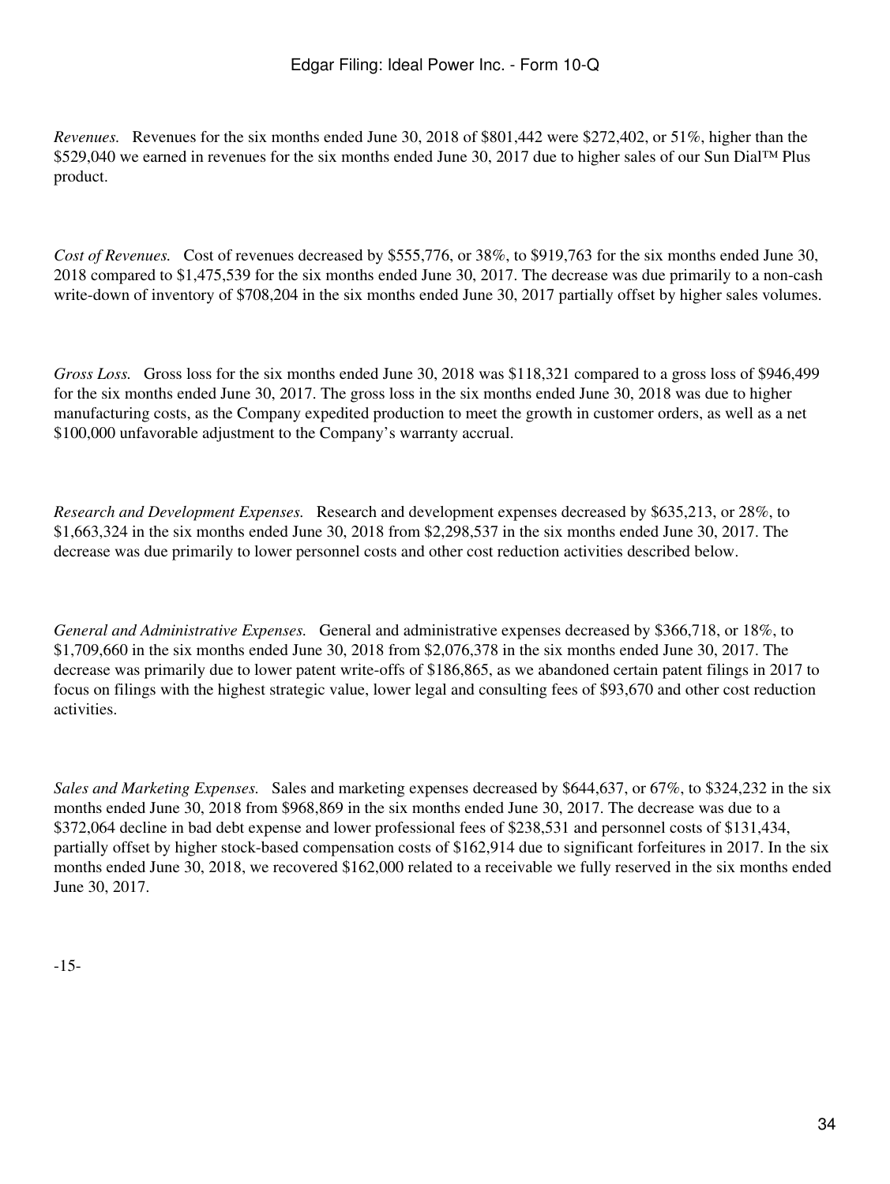*Revenues.* Revenues for the six months ended June 30, 2018 of $801,442 were $272,402, or 51%, higher than the $529,040 we earned in revenues for the six months ended June 30, 2017 due to higher sales of our Sun Dial™ Plus product.

*Cost of Revenues.* Cost of revenues decreased by $555,776, or 38%, to $919,763 for the six months ended June 30, 2018 compared to $1,475,539 for the six months ended June 30, 2017. The decrease was due primarily to a non-cash write-down of inventory of $708,204 in the six months ended June 30, 2017 partially offset by higher sales volumes.

*Gross Loss.* Gross loss for the six months ended June 30, 2018 was $118,321 compared to a gross loss of $946,499 for the six months ended June 30, 2017. The gross loss in the six months ended June 30, 2018 was due to higher manufacturing costs, as the Company expedited production to meet the growth in customer orders, as well as a net $100,000 unfavorable adjustment to the Company's warranty accrual.

*Research and Development Expenses.* Research and development expenses decreased by $635,213, or 28%, to $1,663,324 in the six months ended June 30, 2018 from $2,298,537 in the six months ended June 30, 2017. The decrease was due primarily to lower personnel costs and other cost reduction activities described below.

*General and Administrative Expenses.* General and administrative expenses decreased by $366,718, or 18%, to $1,709,660 in the six months ended June 30, 2018 from $2,076,378 in the six months ended June 30, 2017. The decrease was primarily due to lower patent write-offs of $186,865, as we abandoned certain patent filings in 2017 to focus on filings with the highest strategic value, lower legal and consulting fees of $93,670 and other cost reduction activities.

*Sales and Marketing Expenses.* Sales and marketing expenses decreased by $644,637, or 67%, to $324,232 in the six months ended June 30, 2018 from $968,869 in the six months ended June 30, 2017. The decrease was due to a $372,064 decline in bad debt expense and lower professional fees of $238,531 and personnel costs of $131,434, partially offset by higher stock-based compensation costs of $162,914 due to significant forfeitures in 2017. In the six months ended June 30, 2018, we recovered $162,000 related to a receivable we fully reserved in the six months ended June 30, 2017.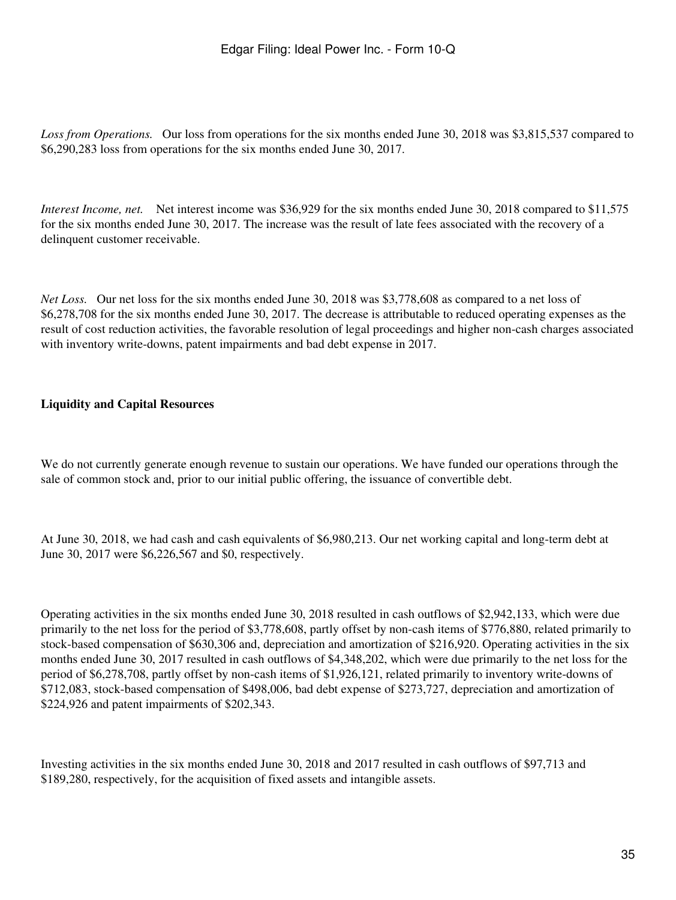*Loss from Operations.* Our loss from operations for the six months ended June 30, 2018 was $3,815,537 compared to $6,290,283 loss from operations for the six months ended June 30, 2017.

*Interest Income, net.* Net interest income was $36,929 for the six months ended June 30, 2018 compared to $11,575 for the six months ended June 30, 2017. The increase was the result of late fees associated with the recovery of a delinquent customer receivable.

*Net Loss.* Our net loss for the six months ended June 30, 2018 was $3,778,608 as compared to a net loss of $6,278,708 for the six months ended June 30, 2017. The decrease is attributable to reduced operating expenses as the result of cost reduction activities, the favorable resolution of legal proceedings and higher non-cash charges associated with inventory write-downs, patent impairments and bad debt expense in 2017.

**Liquidity and Capital Resources**

We do not currently generate enough revenue to sustain our operations. We have funded our operations through the sale of common stock and, prior to our initial public offering, the issuance of convertible debt.

At June 30, 2018, we had cash and cash equivalents of $6,980,213. Our net working capital and long-term debt at June 30, 2017 were $6,226,567 and $0, respectively.

Operating activities in the six months ended June 30, 2018 resulted in cash outflows of $2,942,133, which were due primarily to the net loss for the period of $3,778,608, partly offset by non-cash items of $776,880, related primarily to stock-based compensation of $630,306 and, depreciation and amortization of $216,920. Operating activities in the six months ended June 30, 2017 resulted in cash outflows of $4,348,202, which were due primarily to the net loss for the period of $6,278,708, partly offset by non-cash items of $1,926,121, related primarily to inventory write-downs of $712,083, stock-based compensation of $498,006, bad debt expense of $273,727, depreciation and amortization of $224,926 and patent impairments of $202,343.

Investing activities in the six months ended June 30, 2018 and 2017 resulted in cash outflows of $97,713 and $189,280, respectively, for the acquisition of fixed assets and intangible assets.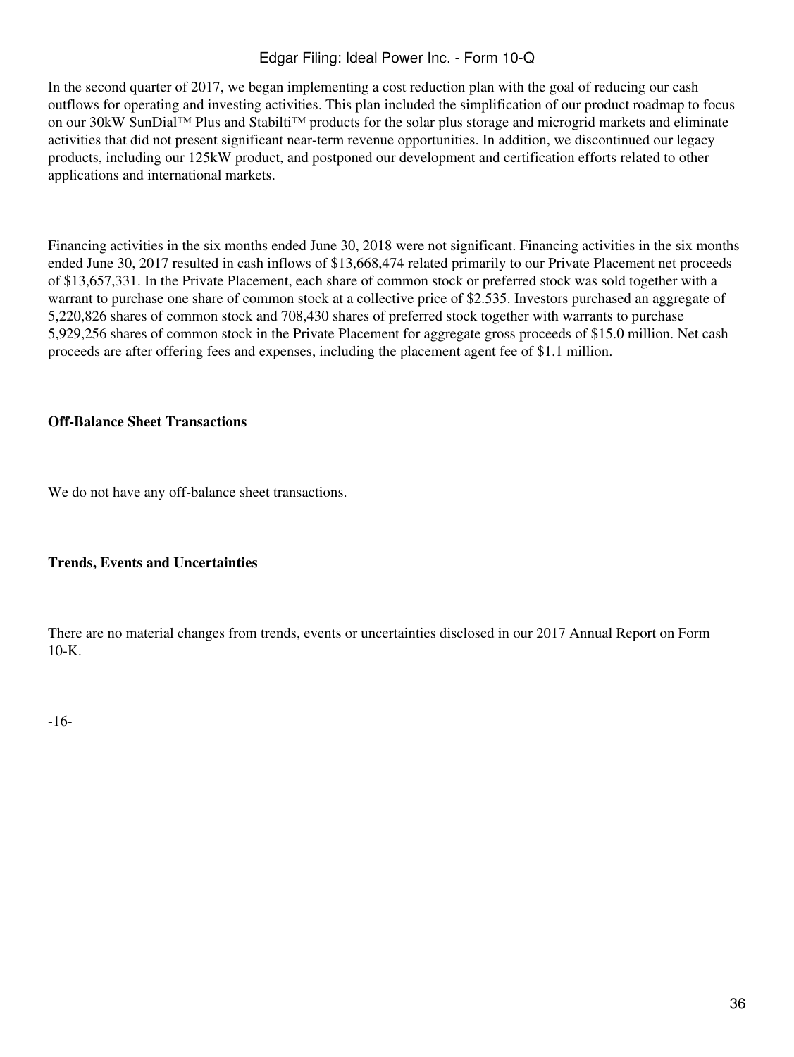In the second quarter of 2017, we began implementing a cost reduction plan with the goal of reducing our cash outflows for operating and investing activities. This plan included the simplification of our product roadmap to focus on our 30kW SunDial™ Plus and Stabilti™ products for the solar plus storage and microgrid markets and eliminate activities that did not present significant near-term revenue opportunities. In addition, we discontinued our legacy products, including our 125kW product, and postponed our development and certification efforts related to other applications and international markets.

Financing activities in the six months ended June 30, 2018 were not significant. Financing activities in the six months ended June 30, 2017 resulted in cash inflows of $13,668,474 related primarily to our Private Placement net proceeds of $13,657,331. In the Private Placement, each share of common stock or preferred stock was sold together with a warrant to purchase one share of common stock at a collective price of $2.535. Investors purchased an aggregate of 5,220,826 shares of common stock and 708,430 shares of preferred stock together with warrants to purchase 5,929,256 shares of common stock in the Private Placement for aggregate gross proceeds of $15.0 million. Net cash proceeds are after offering fees and expenses, including the placement agent fee of $1.1 million.

**Off-Balance Sheet Transactions**

We do not have any off-balance sheet transactions.

**Trends, Events and Uncertainties**

There are no material changes from trends, events or uncertainties disclosed in our 2017 Annual Report on Form 10-K.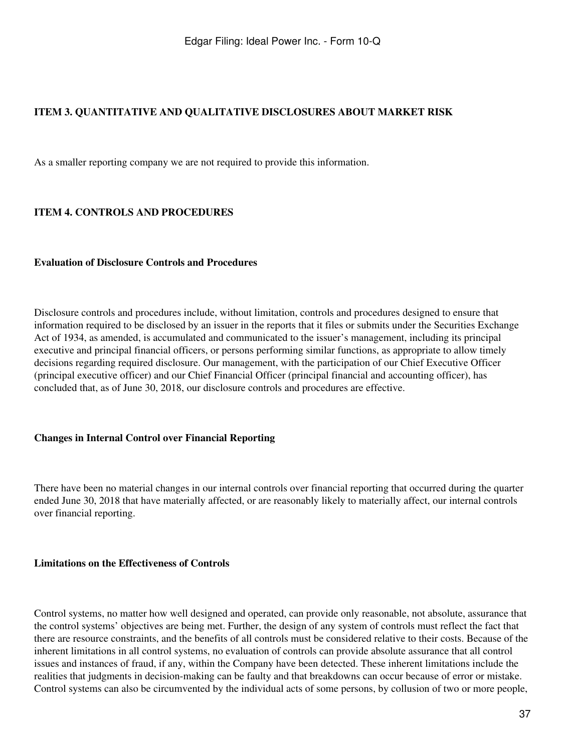### ITEM 3. QUANTITATIVE AND QUALITATIVE DISCLOSURES ABOUT MARKET RISK

As a smaller reporting company we are not required to provide this information.

### ITEM 4. CONTROLS AND PROCEDURES

#### Evaluation of Disclosure Controls and Procedures

Disclosure controls and procedures include, without limitation, controls and procedures designed to ensure that information required to be disclosed by an issuer in the reports that it files or submits under the Securities Exchange Act of 1934, as amended, is accumulated and communicated to the issuer's management, including its principal executive and principal financial officers, or persons performing similar functions, as appropriate to allow timely decisions regarding required disclosure. Our management, with the participation of our Chief Executive Officer (principal executive officer) and our Chief Financial Officer (principal financial and accounting officer), has concluded that, as of June 30, 2018, our disclosure controls and procedures are effective.

#### Changes in Internal Control over Financial Reporting

There have been no material changes in our internal controls over financial reporting that occurred during the quarter ended June 30, 2018 that have materially affected, or are reasonably likely to materially affect, our internal controls over financial reporting.

#### Limitations on the Effectiveness of Controls

Control systems, no matter how well designed and operated, can provide only reasonable, not absolute, assurance that the control systems' objectives are being met. Further, the design of any system of controls must reflect the fact that there are resource constraints, and the benefits of all controls must be considered relative to their costs. Because of the inherent limitations in all control systems, no evaluation of controls can provide absolute assurance that all control issues and instances of fraud, if any, within the Company have been detected. These inherent limitations include the realities that judgments in decision-making can be faulty and that breakdowns can occur because of error or mistake. Control systems can also be circumvented by the individual acts of some persons, by collusion of two or more people,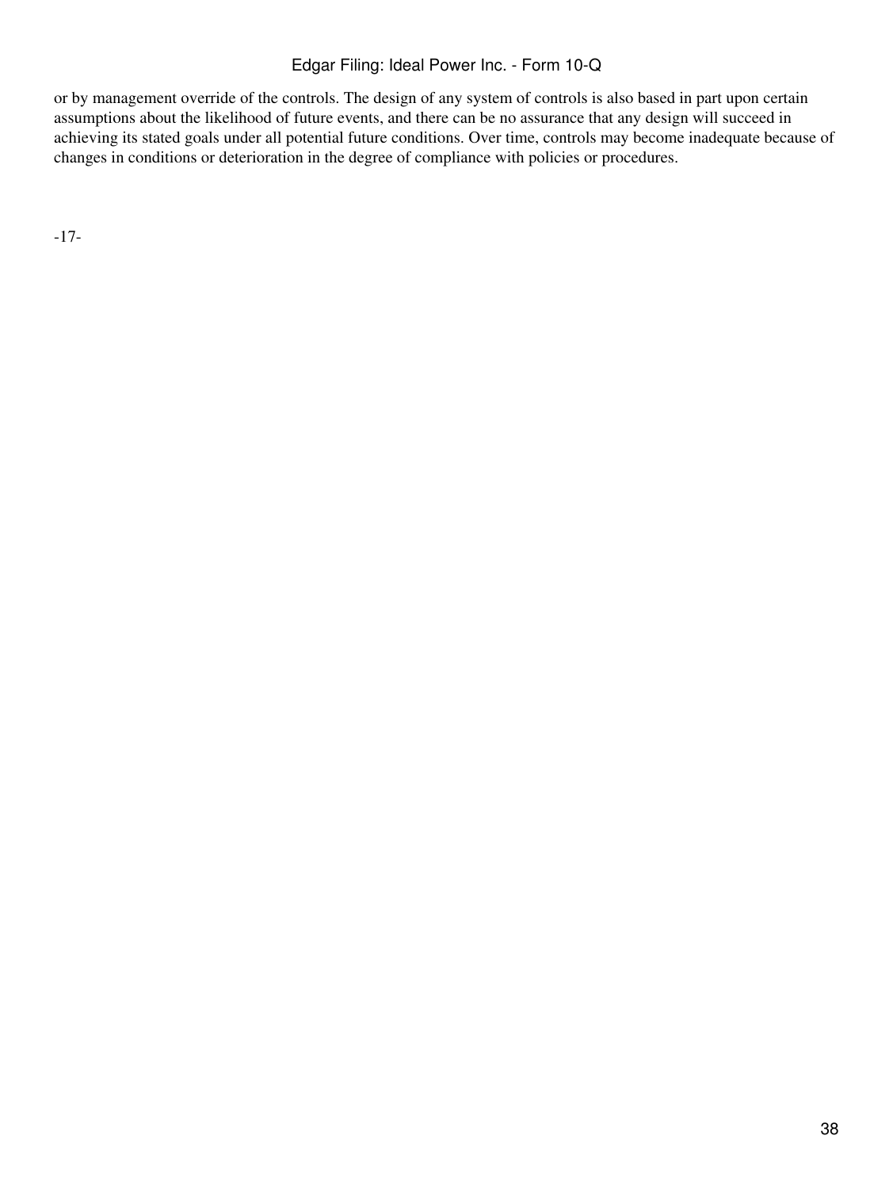or by management override of the controls. The design of any system of controls is also based in part upon certain assumptions about the likelihood of future events, and there can be no assurance that any design will succeed in achieving its stated goals under all potential future conditions. Over time, controls may become inadequate because of changes in conditions or deterioration in the degree of compliance with policies or procedures.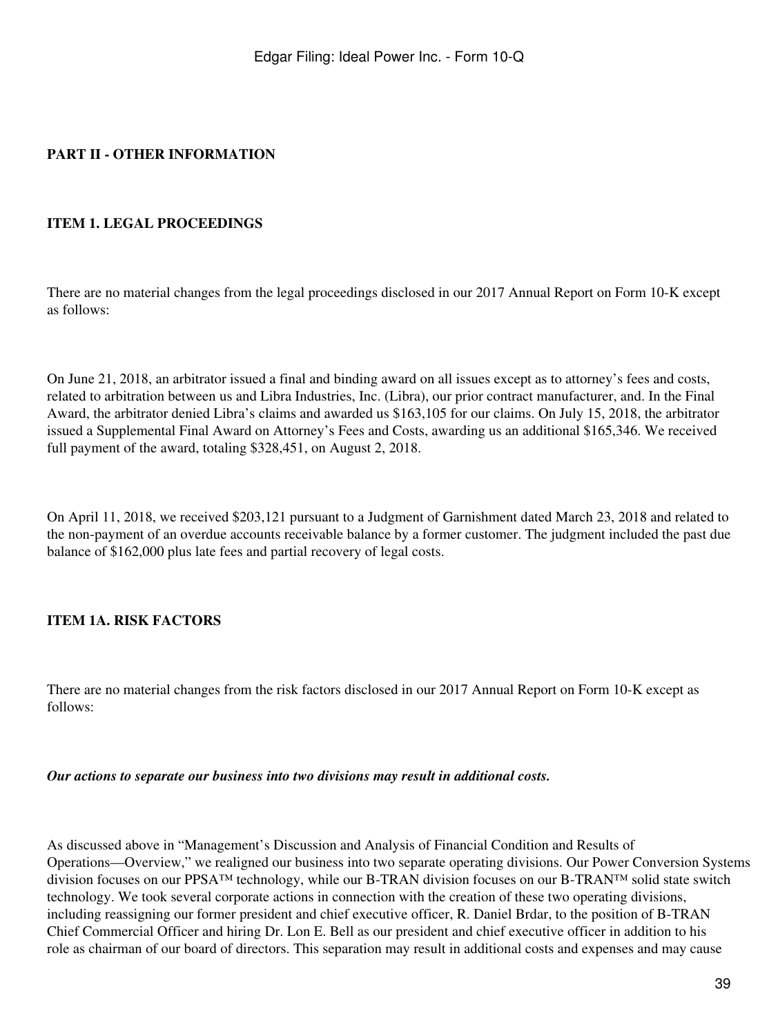## PART II - OTHER INFORMATION

### ITEM 1. LEGAL PROCEEDINGS

There are no material changes from the legal proceedings disclosed in our 2017 Annual Report on Form 10-K except as follows:

On June 21, 2018, an arbitrator issued a final and binding award on all issues except as to attorney's fees and costs, related to arbitration between us and Libra Industries, Inc. (Libra), our prior contract manufacturer, and. In the Final Award, the arbitrator denied Libra's claims and awarded us $163,105 for our claims. On July 15, 2018, the arbitrator issued a Supplemental Final Award on Attorney's Fees and Costs, awarding us an additional $165,346. We received full payment of the award, totaling $328,451, on August 2, 2018.

On April 11, 2018, we received $203,121 pursuant to a Judgment of Garnishment dated March 23, 2018 and related to the non-payment of an overdue accounts receivable balance by a former customer. The judgment included the past due balance of $162,000 plus late fees and partial recovery of legal costs.

### ITEM 1A. RISK FACTORS

There are no material changes from the risk factors disclosed in our 2017 Annual Report on Form 10-K except as follows:

***Our actions to separate our business into two divisions may result in additional costs.***

As discussed above in "Management's Discussion and Analysis of Financial Condition and Results of Operations—Overview," we realigned our business into two separate operating divisions. Our Power Conversion Systems division focuses on our PPSA™ technology, while our B-TRAN division focuses on our B-TRAN™ solid state switch technology. We took several corporate actions in connection with the creation of these two operating divisions, including reassigning our former president and chief executive officer, R. Daniel Brdar, to the position of B-TRAN Chief Commercial Officer and hiring Dr. Lon E. Bell as our president and chief executive officer in addition to his role as chairman of our board of directors. This separation may result in additional costs and expenses and may cause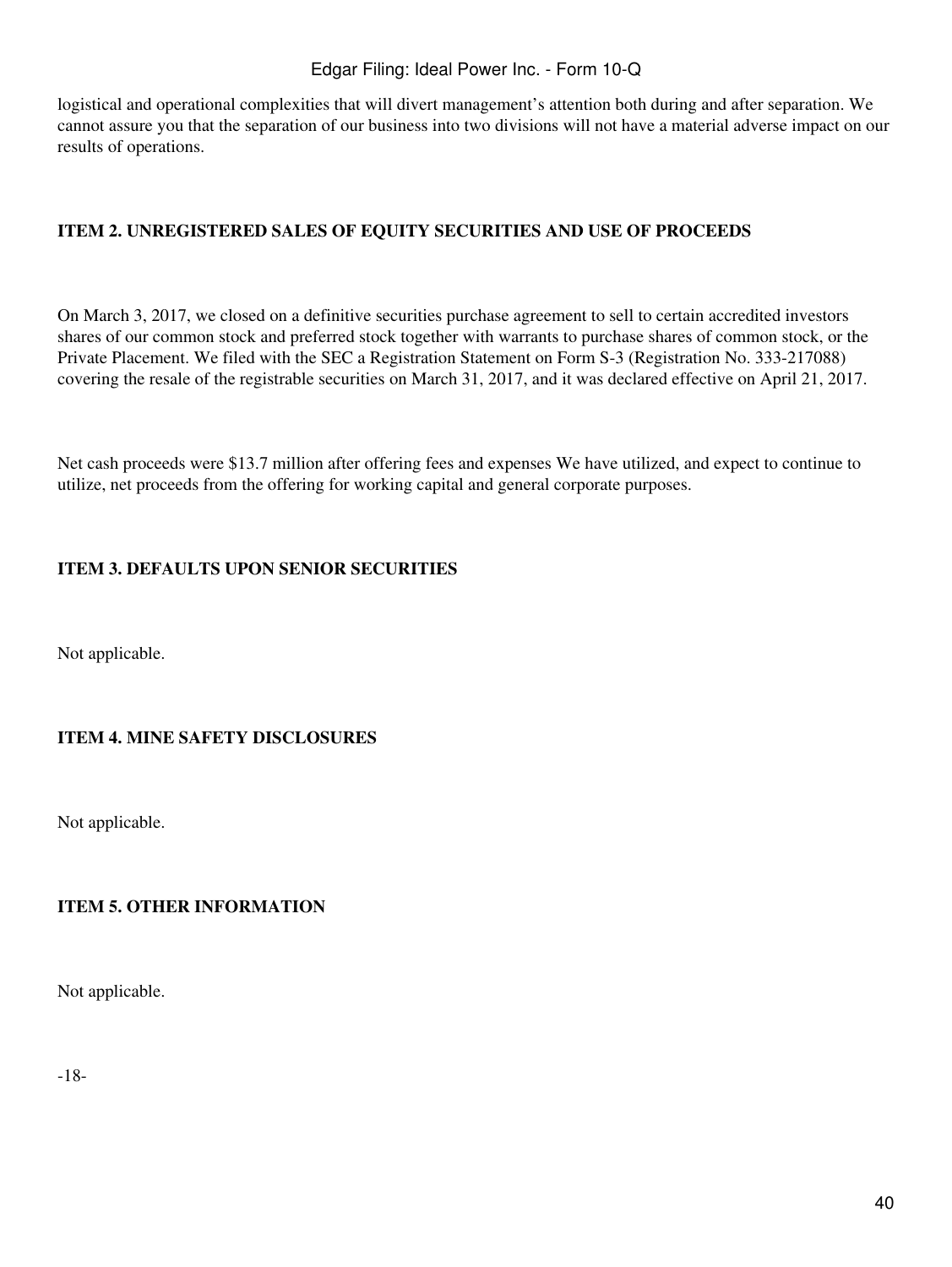logistical and operational complexities that will divert management's attention both during and after separation. We cannot assure you that the separation of our business into two divisions will not have a material adverse impact on our results of operations.

**ITEM 2. UNREGISTERED SALES OF EQUITY SECURITIES AND USE OF PROCEEDS**

On March 3, 2017, we closed on a definitive securities purchase agreement to sell to certain accredited investors shares of our common stock and preferred stock together with warrants to purchase shares of common stock, or the Private Placement. We filed with the SEC a Registration Statement on Form S-3 (Registration No. 333-217088) covering the resale of the registrable securities on March 31, 2017, and it was declared effective on April 21, 2017.

Net cash proceeds were $13.7 million after offering fees and expenses We have utilized, and expect to continue to utilize, net proceeds from the offering for working capital and general corporate purposes.

**ITEM 3. DEFAULTS UPON SENIOR SECURITIES**

Not applicable.

**ITEM 4. MINE SAFETY DISCLOSURES**

Not applicable.

**ITEM 5. OTHER INFORMATION**

Not applicable.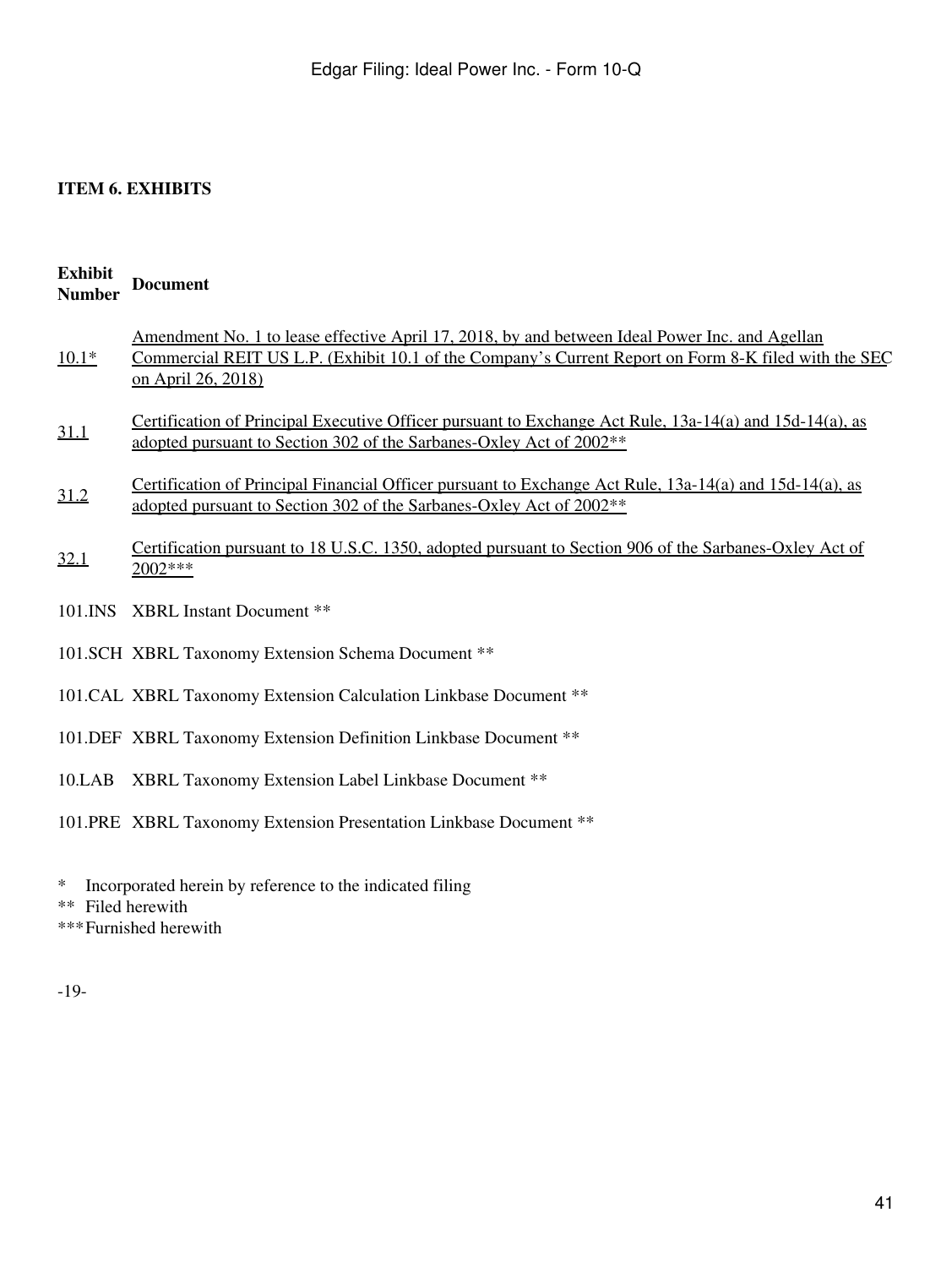## ITEM 6. EXHIBITS

| Exhibit Number | Document |
|---|---|
| 10.1* | Amendment No. 1 to lease effective April 17, 2018, by and between Ideal Power Inc. and Agellan Commercial REIT US L.P. (Exhibit 10.1 of the Company's Current Report on Form 8-K filed with the SEC on April 26, 2018) |
| 31.1 | Certification of Principal Executive Officer pursuant to Exchange Act Rule, 13a-14(a) and 15d-14(a), as adopted pursuant to Section 302 of the Sarbanes-Oxley Act of 2002** |
| 31.2 | Certification of Principal Financial Officer pursuant to Exchange Act Rule, 13a-14(a) and 15d-14(a), as adopted pursuant to Section 302 of the Sarbanes-Oxley Act of 2002** |
| 32.1 | Certification pursuant to 18 U.S.C. 1350, adopted pursuant to Section 906 of the Sarbanes-Oxley Act of 2002*** |
| 101.INS | XBRL Instant Document ** |
| 101.SCH | XBRL Taxonomy Extension Schema Document ** |
| 101.CAL | XBRL Taxonomy Extension Calculation Linkbase Document ** |
| 101.DEF | XBRL Taxonomy Extension Definition Linkbase Document ** |
| 10.LAB | XBRL Taxonomy Extension Label Linkbase Document ** |
| 101.PRE | XBRL Taxonomy Extension Presentation Linkbase Document ** |

\* Incorporated herein by reference to the indicated filing

** Filed herewith

*** Furnished herewith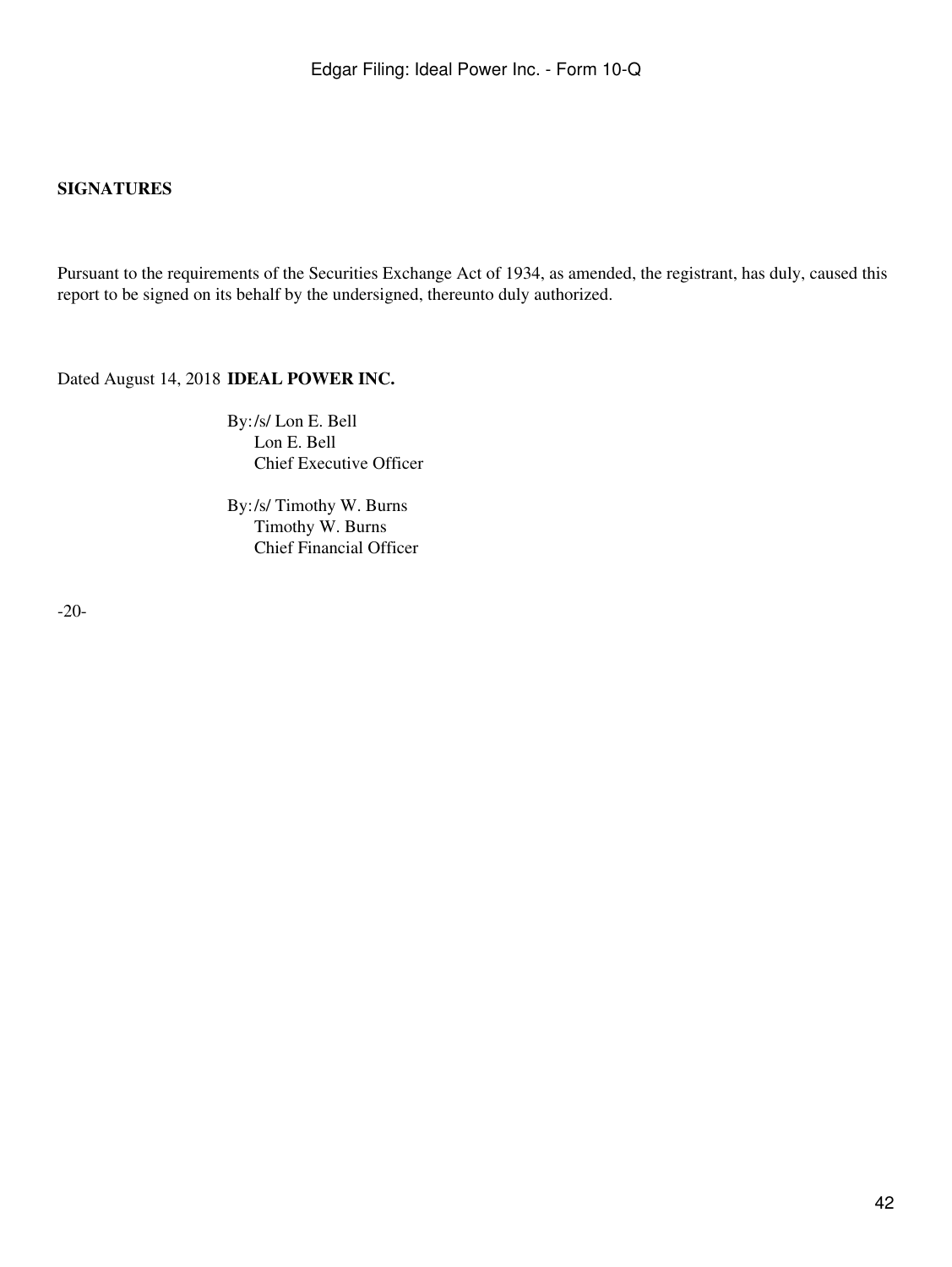**SIGNATURES**

Pursuant to the requirements of the Securities Exchange Act of 1934, as amended, the registrant, has duly, caused this report to be signed on its behalf by the undersigned, thereunto duly authorized.

Dated August 14, 2018 **IDEAL POWER INC.**

By: /s/ Lon E. Bell
Lon E. Bell
Chief Executive Officer

By: /s/ Timothy W. Burns
Timothy W. Burns
Chief Financial Officer